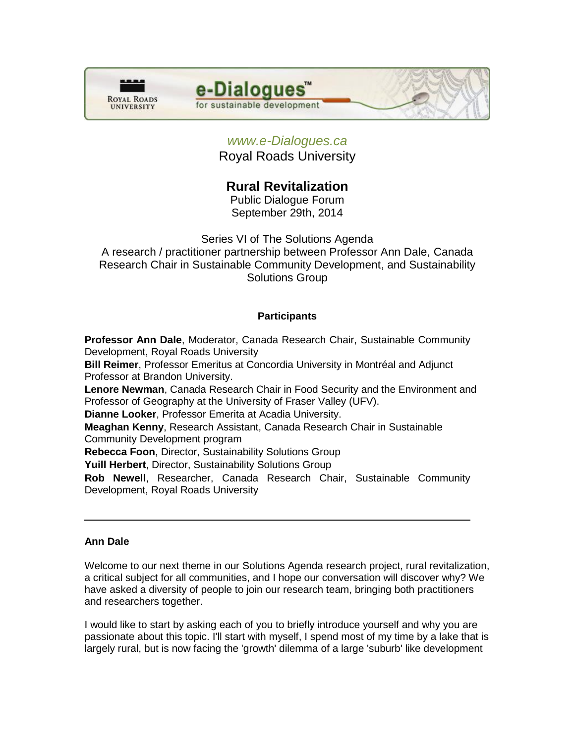*www.e-Dialogues.ca*

Royal Roads University

# Rural Revitalization

Public Dialogue Forum

September 29th, 2014

Series VI of The Solutions Agenda

A research / practitioner partnership between Professor Ann Dale, Canada Research Chair in Sustainable Community Development, and Sustainability Solutions Group

### Participants

**Professor Ann Dale**, Moderator, Canada Research Chair, Sustainable Community Development, Royal Roads University

**Bill Reimer**, Professor Emeritus at Concordia University in Montréal and Adjunct Professor at Brandon University.

**Lenore Newman**, Canada Research Chair in Food Security and the Environment and Professor of Geography at the University of Fraser Valley (UFV).

**Dianne Looker**, Professor Emerita at Acadia University.

**Meaghan Kenny**, Research Assistant, Canada Research Chair in Sustainable Community Development program

**Rebecca Foon**, Director, Sustainability Solutions Group

**Yuill Herbert**, Director, Sustainability Solutions Group

**Rob Newell**, Researcher, Canada Research Chair, Sustainable Community Development, Royal Roads University

---

**Ann Dale**

Welcome to our next theme in our Solutions Agenda research project, rural revitalization, a critical subject for all communities, and I hope our conversation will discover why? We have asked a diversity of people to join our research team, bringing both practitioners and researchers together.

I would like to start by asking each of you to briefly introduce yourself and why you are passionate about this topic. I'll start with myself, I spend most of my time by a lake that is largely rural, but is now facing the 'growth' dilemma of a large 'suburb' like development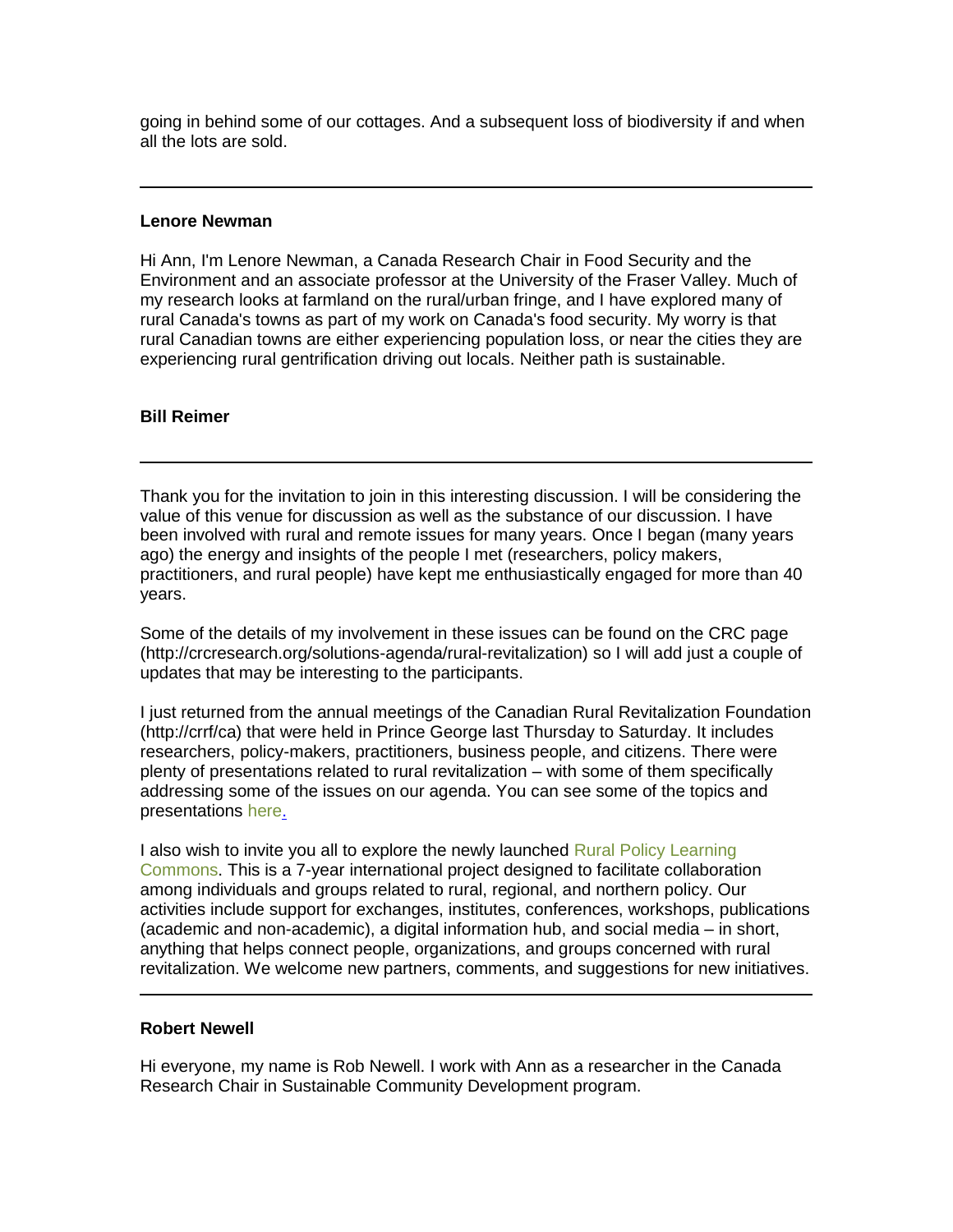going in behind some of our cottages. And a subsequent loss of biodiversity if and when all the lots are sold.

---

**Lenore Newman**

Hi Ann, I'm Lenore Newman, a Canada Research Chair in Food Security and the Environment and an associate professor at the University of the Fraser Valley. Much of my research looks at farmland on the rural/urban fringe, and I have explored many of rural Canada's towns as part of my work on Canada's food security. My worry is that rural Canadian towns are either experiencing population loss, or near the cities they are experiencing rural gentrification driving out locals. Neither path is sustainable.

**Bill Reimer**

---

Thank you for the invitation to join in this interesting discussion. I will be considering the value of this venue for discussion as well as the substance of our discussion. I have been involved with rural and remote issues for many years. Once I began (many years ago) the energy and insights of the people I met (researchers, policy makers, practitioners, and rural people) have kept me enthusiastically engaged for more than 40 years.

Some of the details of my involvement in these issues can be found on the CRC page (http://crcresearch.org/solutions-agenda/rural-revitalization) so I will add just a couple of updates that may be interesting to the participants.

I just returned from the annual meetings of the Canadian Rural Revitalization Foundation (http://crrf/ca) that were held in Prince George last Thursday to Saturday. It includes researchers, policy-makers, practitioners, business people, and citizens. There were plenty of presentations related to rural revitalization – with some of them specifically addressing some of the issues on our agenda. You can see some of the topics and presentations here.

I also wish to invite you all to explore the newly launched Rural Policy Learning Commons. This is a 7-year international project designed to facilitate collaboration among individuals and groups related to rural, regional, and northern policy. Our activities include support for exchanges, institutes, conferences, workshops, publications (academic and non-academic), a digital information hub, and social media – in short, anything that helps connect people, organizations, and groups concerned with rural revitalization. We welcome new partners, comments, and suggestions for new initiatives.

---

**Robert Newell**

Hi everyone, my name is Rob Newell. I work with Ann as a researcher in the Canada Research Chair in Sustainable Community Development program.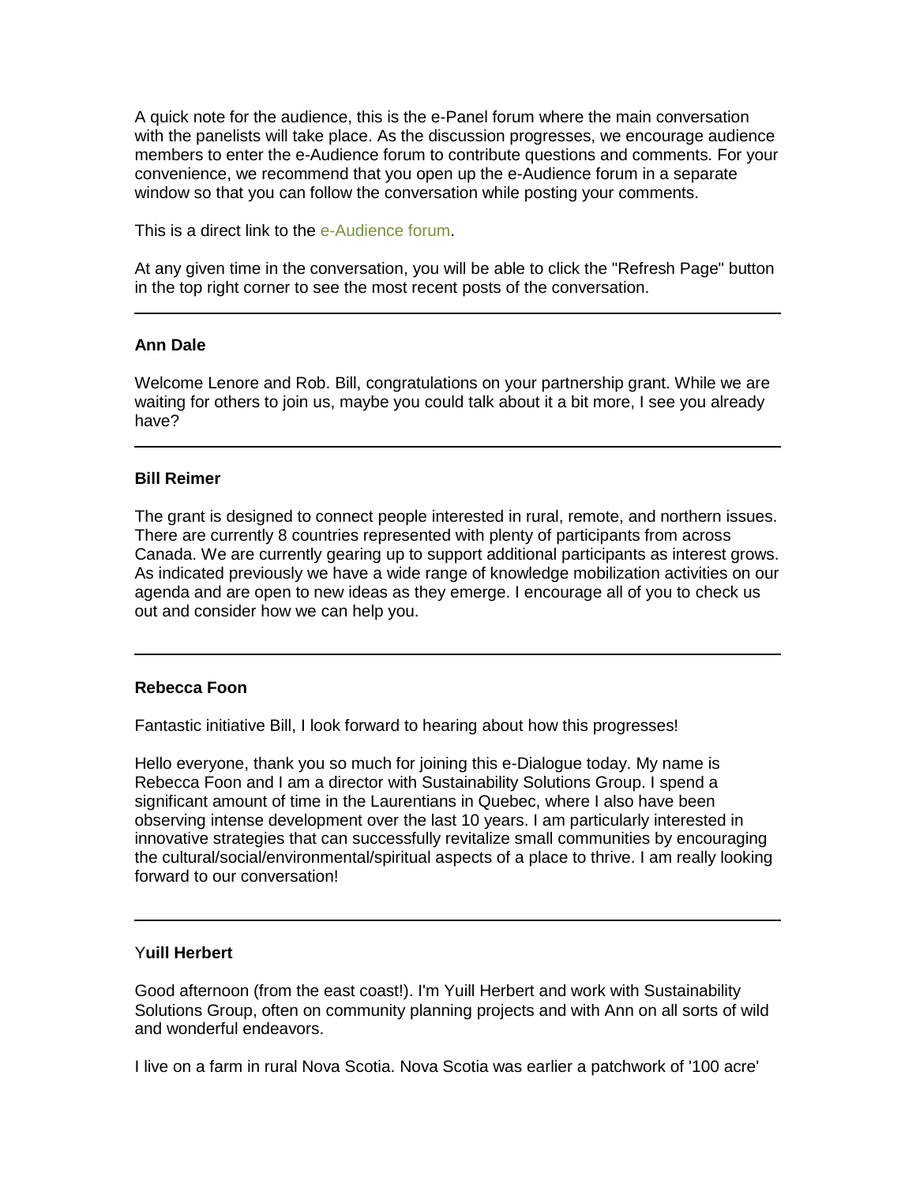A quick note for the audience, this is the e-Panel forum where the main conversation with the panelists will take place. As the discussion progresses, we encourage audience members to enter the e-Audience forum to contribute questions and comments. For your convenience, we recommend that you open up the e-Audience forum in a separate window so that you can follow the conversation while posting your comments.

This is a direct link to the e-Audience forum.

At any given time in the conversation, you will be able to click the "Refresh Page" button in the top right corner to see the most recent posts of the conversation.

---

**Ann Dale**

Welcome Lenore and Rob. Bill, congratulations on your partnership grant. While we are waiting for others to join us, maybe you could talk about it a bit more, I see you already have?

---

**Bill Reimer**

The grant is designed to connect people interested in rural, remote, and northern issues. There are currently 8 countries represented with plenty of participants from across Canada. We are currently gearing up to support additional participants as interest grows. As indicated previously we have a wide range of knowledge mobilization activities on our agenda and are open to new ideas as they emerge. I encourage all of you to check us out and consider how we can help you.

---

**Rebecca Foon**

Fantastic initiative Bill, I look forward to hearing about how this progresses!

Hello everyone, thank you so much for joining this e-Dialogue today. My name is Rebecca Foon and I am a director with Sustainability Solutions Group. I spend a significant amount of time in the Laurentians in Quebec, where I also have been observing intense development over the last 10 years. I am particularly interested in innovative strategies that can successfully revitalize small communities by encouraging the cultural/social/environmental/spiritual aspects of a place to thrive. I am really looking forward to our conversation!

---

Y**uill Herbert**

Good afternoon (from the east coast!). I'm Yuill Herbert and work with Sustainability Solutions Group, often on community planning projects and with Ann on all sorts of wild and wonderful endeavors.

I live on a farm in rural Nova Scotia. Nova Scotia was earlier a patchwork of '100 acre'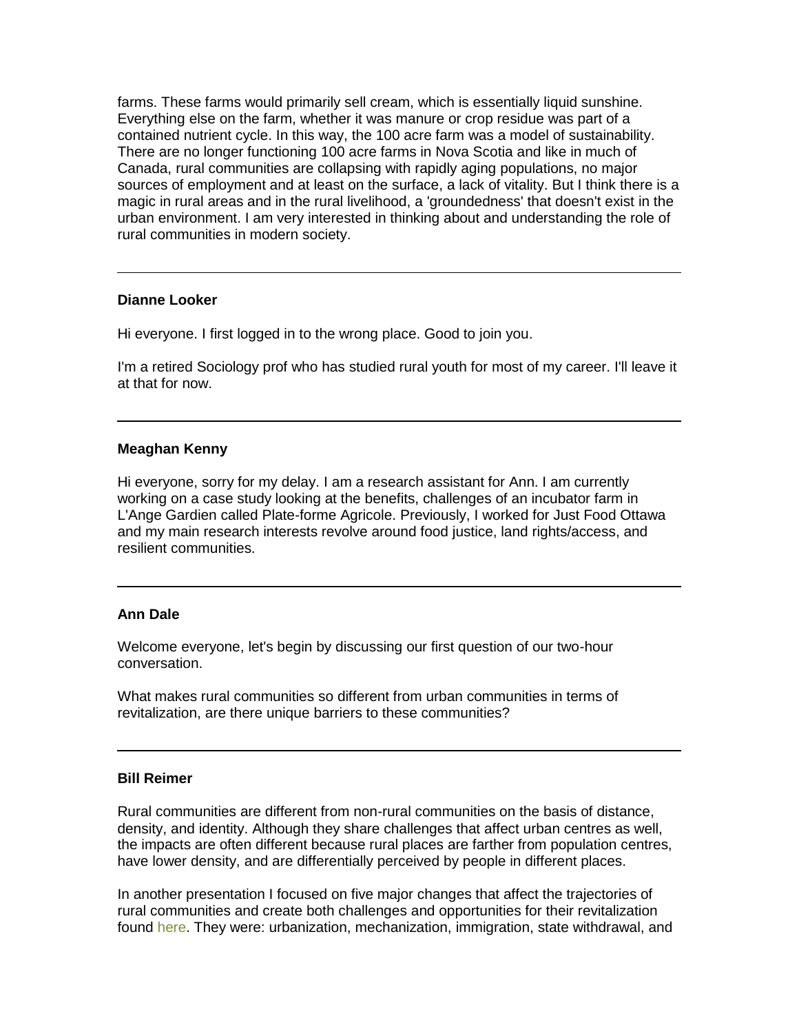farms. These farms would primarily sell cream, which is essentially liquid sunshine. Everything else on the farm, whether it was manure or crop residue was part of a contained nutrient cycle. In this way, the 100 acre farm was a model of sustainability. There are no longer functioning 100 acre farms in Nova Scotia and like in much of Canada, rural communities are collapsing with rapidly aging populations, no major sources of employment and at least on the surface, a lack of vitality. But I think there is a magic in rural areas and in the rural livelihood, a 'groundedness' that doesn't exist in the urban environment. I am very interested in thinking about and understanding the role of rural communities in modern society.

---

**Dianne Looker**

Hi everyone. I first logged in to the wrong place. Good to join you.

I'm a retired Sociology prof who has studied rural youth for most of my career. I'll leave it at that for now.

---

**Meaghan Kenny**

Hi everyone, sorry for my delay. I am a research assistant for Ann. I am currently working on a case study looking at the benefits, challenges of an incubator farm in L'Ange Gardien called Plate-forme Agricole. Previously, I worked for Just Food Ottawa and my main research interests revolve around food justice, land rights/access, and resilient communities.

---

**Ann Dale**

Welcome everyone, let's begin by discussing our first question of our two-hour conversation.

What makes rural communities so different from urban communities in terms of revitalization, are there unique barriers to these communities?

---

**Bill Reimer**

Rural communities are different from non-rural communities on the basis of distance, density, and identity. Although they share challenges that affect urban centres as well, the impacts are often different because rural places are farther from population centres, have lower density, and are differentially perceived by people in different places.

In another presentation I focused on five major changes that affect the trajectories of rural communities and create both challenges and opportunities for their revitalization found here. They were: urbanization, mechanization, immigration, state withdrawal, and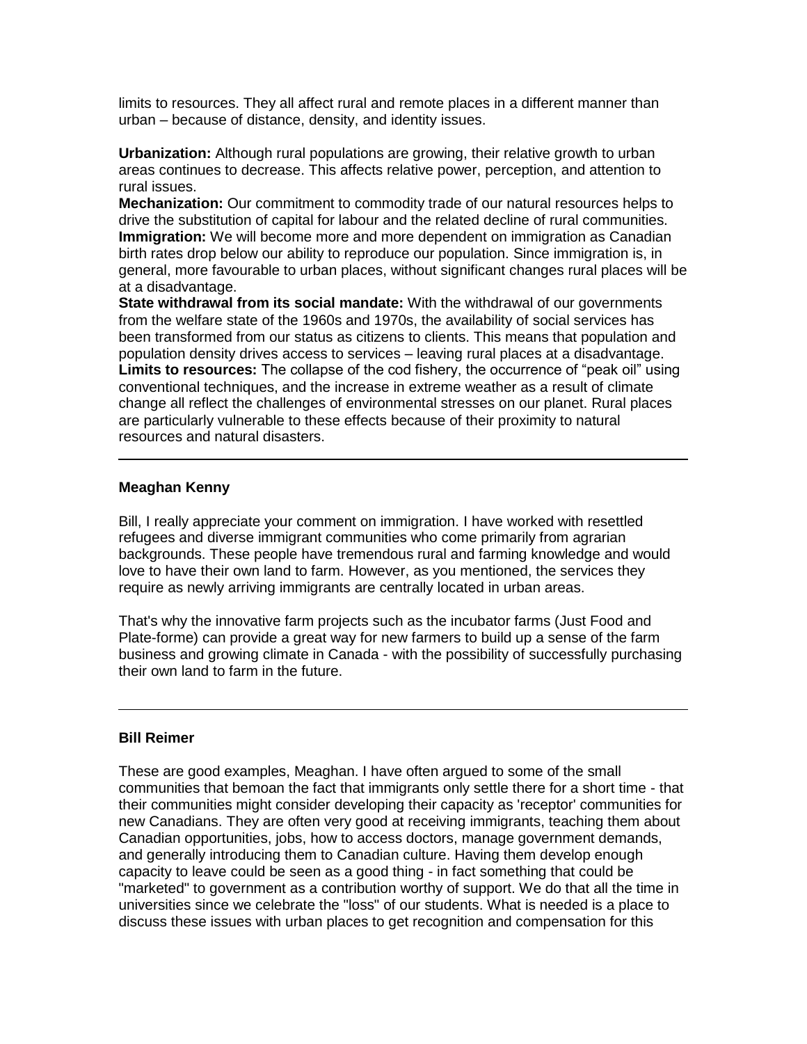limits to resources. They all affect rural and remote places in a different manner than urban – because of distance, density, and identity issues.

**Urbanization:** Although rural populations are growing, their relative growth to urban areas continues to decrease. This affects relative power, perception, and attention to rural issues.
**Mechanization:** Our commitment to commodity trade of our natural resources helps to drive the substitution of capital for labour and the related decline of rural communities.
**Immigration:** We will become more and more dependent on immigration as Canadian birth rates drop below our ability to reproduce our population. Since immigration is, in general, more favourable to urban places, without significant changes rural places will be at a disadvantage.
**State withdrawal from its social mandate:** With the withdrawal of our governments from the welfare state of the 1960s and 1970s, the availability of social services has been transformed from our status as citizens to clients. This means that population and population density drives access to services – leaving rural places at a disadvantage.
**Limits to resources:** The collapse of the cod fishery, the occurrence of "peak oil" using conventional techniques, and the increase in extreme weather as a result of climate change all reflect the challenges of environmental stresses on our planet. Rural places are particularly vulnerable to these effects because of their proximity to natural resources and natural disasters.

---

**Meaghan Kenny**

Bill, I really appreciate your comment on immigration. I have worked with resettled refugees and diverse immigrant communities who come primarily from agrarian backgrounds. These people have tremendous rural and farming knowledge and would love to have their own land to farm. However, as you mentioned, the services they require as newly arriving immigrants are centrally located in urban areas.

That's why the innovative farm projects such as the incubator farms (Just Food and Plate-forme) can provide a great way for new farmers to build up a sense of the farm business and growing climate in Canada - with the possibility of successfully purchasing their own land to farm in the future.

---

**Bill Reimer**

These are good examples, Meaghan. I have often argued to some of the small communities that bemoan the fact that immigrants only settle there for a short time - that their communities might consider developing their capacity as 'receptor' communities for new Canadians. They are often very good at receiving immigrants, teaching them about Canadian opportunities, jobs, how to access doctors, manage government demands, and generally introducing them to Canadian culture. Having them develop enough capacity to leave could be seen as a good thing - in fact something that could be "marketed" to government as a contribution worthy of support. We do that all the time in universities since we celebrate the "loss" of our students. What is needed is a place to discuss these issues with urban places to get recognition and compensation for this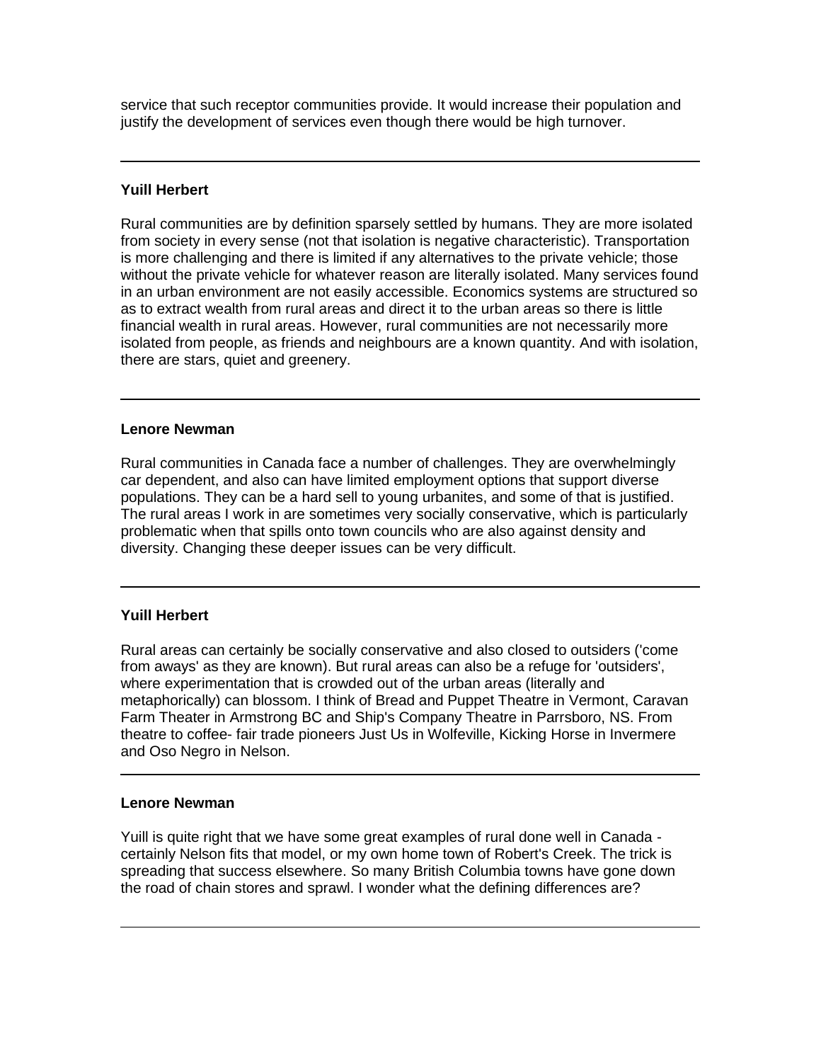service that such receptor communities provide. It would increase their population and justify the development of services even though there would be high turnover.

---

**Yuill Herbert**

Rural communities are by definition sparsely settled by humans. They are more isolated from society in every sense (not that isolation is negative characteristic). Transportation is more challenging and there is limited if any alternatives to the private vehicle; those without the private vehicle for whatever reason are literally isolated. Many services found in an urban environment are not easily accessible. Economics systems are structured so as to extract wealth from rural areas and direct it to the urban areas so there is little financial wealth in rural areas. However, rural communities are not necessarily more isolated from people, as friends and neighbours are a known quantity. And with isolation, there are stars, quiet and greenery.

---

**Lenore Newman**

Rural communities in Canada face a number of challenges. They are overwhelmingly car dependent, and also can have limited employment options that support diverse populations. They can be a hard sell to young urbanites, and some of that is justified. The rural areas I work in are sometimes very socially conservative, which is particularly problematic when that spills onto town councils who are also against density and diversity. Changing these deeper issues can be very difficult.

---

**Yuill Herbert**

Rural areas can certainly be socially conservative and also closed to outsiders ('come from aways' as they are known). But rural areas can also be a refuge for 'outsiders', where experimentation that is crowded out of the urban areas (literally and metaphorically) can blossom. I think of Bread and Puppet Theatre in Vermont, Caravan Farm Theater in Armstrong BC and Ship's Company Theatre in Parrsboro, NS. From theatre to coffee- fair trade pioneers Just Us in Wolfeville, Kicking Horse in Invermere and Oso Negro in Nelson.

---

**Lenore Newman**

Yuill is quite right that we have some great examples of rural done well in Canada - certainly Nelson fits that model, or my own home town of Robert's Creek. The trick is spreading that success elsewhere. So many British Columbia towns have gone down the road of chain stores and sprawl. I wonder what the defining differences are?

---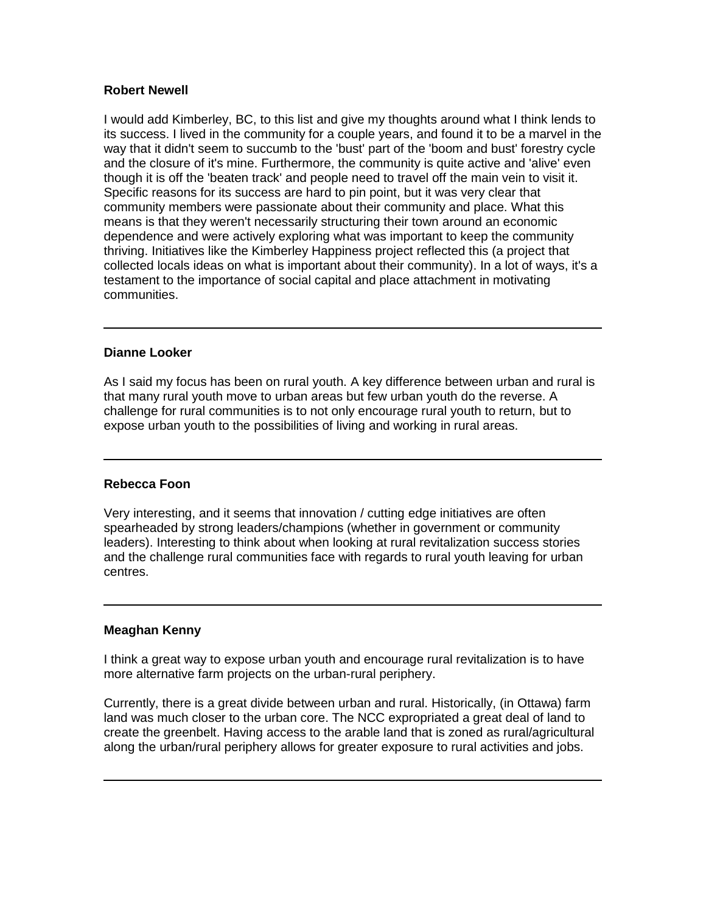**Robert Newell**

I would add Kimberley, BC, to this list and give my thoughts around what I think lends to its success. I lived in the community for a couple years, and found it to be a marvel in the way that it didn't seem to succumb to the 'bust' part of the 'boom and bust' forestry cycle and the closure of it's mine. Furthermore, the community is quite active and 'alive' even though it is off the 'beaten track' and people need to travel off the main vein to visit it. Specific reasons for its success are hard to pin point, but it was very clear that community members were passionate about their community and place. What this means is that they weren't necessarily structuring their town around an economic dependence and were actively exploring what was important to keep the community thriving. Initiatives like the Kimberley Happiness project reflected this (a project that collected locals ideas on what is important about their community). In a lot of ways, it's a testament to the importance of social capital and place attachment in motivating communities.

---

**Dianne Looker**

As I said my focus has been on rural youth. A key difference between urban and rural is that many rural youth move to urban areas but few urban youth do the reverse. A challenge for rural communities is to not only encourage rural youth to return, but to expose urban youth to the possibilities of living and working in rural areas.

---

**Rebecca Foon**

Very interesting, and it seems that innovation / cutting edge initiatives are often spearheaded by strong leaders/champions (whether in government or community leaders). Interesting to think about when looking at rural revitalization success stories and the challenge rural communities face with regards to rural youth leaving for urban centres.

---

**Meaghan Kenny**

I think a great way to expose urban youth and encourage rural revitalization is to have more alternative farm projects on the urban-rural periphery.

Currently, there is a great divide between urban and rural. Historically, (in Ottawa) farm land was much closer to the urban core. The NCC expropriated a great deal of land to create the greenbelt. Having access to the arable land that is zoned as rural/agricultural along the urban/rural periphery allows for greater exposure to rural activities and jobs.

---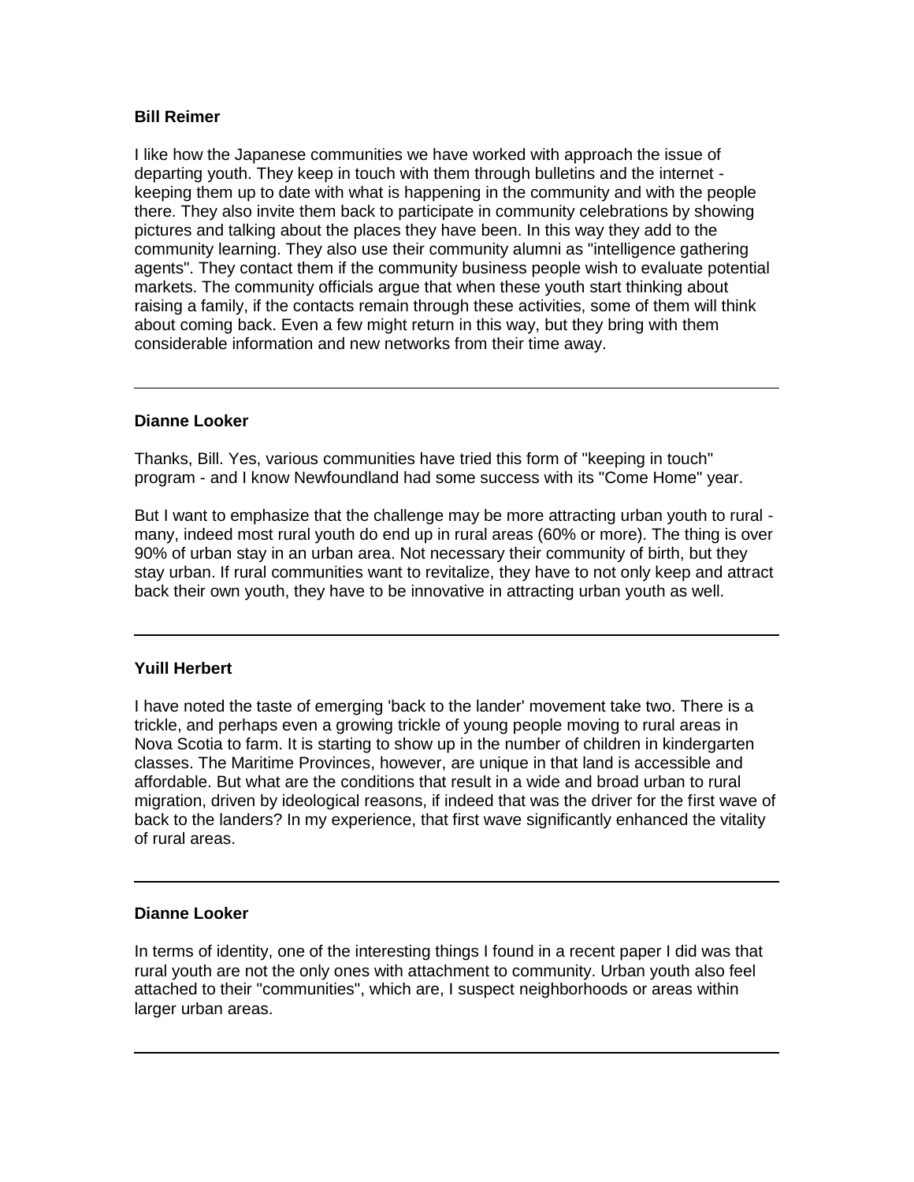**Bill Reimer**

I like how the Japanese communities we have worked with approach the issue of departing youth. They keep in touch with them through bulletins and the internet - keeping them up to date with what is happening in the community and with the people there. They also invite them back to participate in community celebrations by showing pictures and talking about the places they have been. In this way they add to the community learning. They also use their community alumni as "intelligence gathering agents". They contact them if the community business people wish to evaluate potential markets. The community officials argue that when these youth start thinking about raising a family, if the contacts remain through these activities, some of them will think about coming back. Even a few might return in this way, but they bring with them considerable information and new networks from their time away.

---

**Dianne Looker**

Thanks, Bill. Yes, various communities have tried this form of "keeping in touch" program - and I know Newfoundland had some success with its "Come Home" year.

But I want to emphasize that the challenge may be more attracting urban youth to rural - many, indeed most rural youth do end up in rural areas (60% or more). The thing is over 90% of urban stay in an urban area. Not necessary their community of birth, but they stay urban. If rural communities want to revitalize, they have to not only keep and attract back their own youth, they have to be innovative in attracting urban youth as well.

---

**Yuill Herbert**

I have noted the taste of emerging 'back to the lander' movement take two. There is a trickle, and perhaps even a growing trickle of young people moving to rural areas in Nova Scotia to farm. It is starting to show up in the number of children in kindergarten classes. The Maritime Provinces, however, are unique in that land is accessible and affordable. But what are the conditions that result in a wide and broad urban to rural migration, driven by ideological reasons, if indeed that was the driver for the first wave of back to the landers? In my experience, that first wave significantly enhanced the vitality of rural areas.

---

**Dianne Looker**

In terms of identity, one of the interesting things I found in a recent paper I did was that rural youth are not the only ones with attachment to community. Urban youth also feel attached to their "communities", which are, I suspect neighborhoods or areas within larger urban areas.

---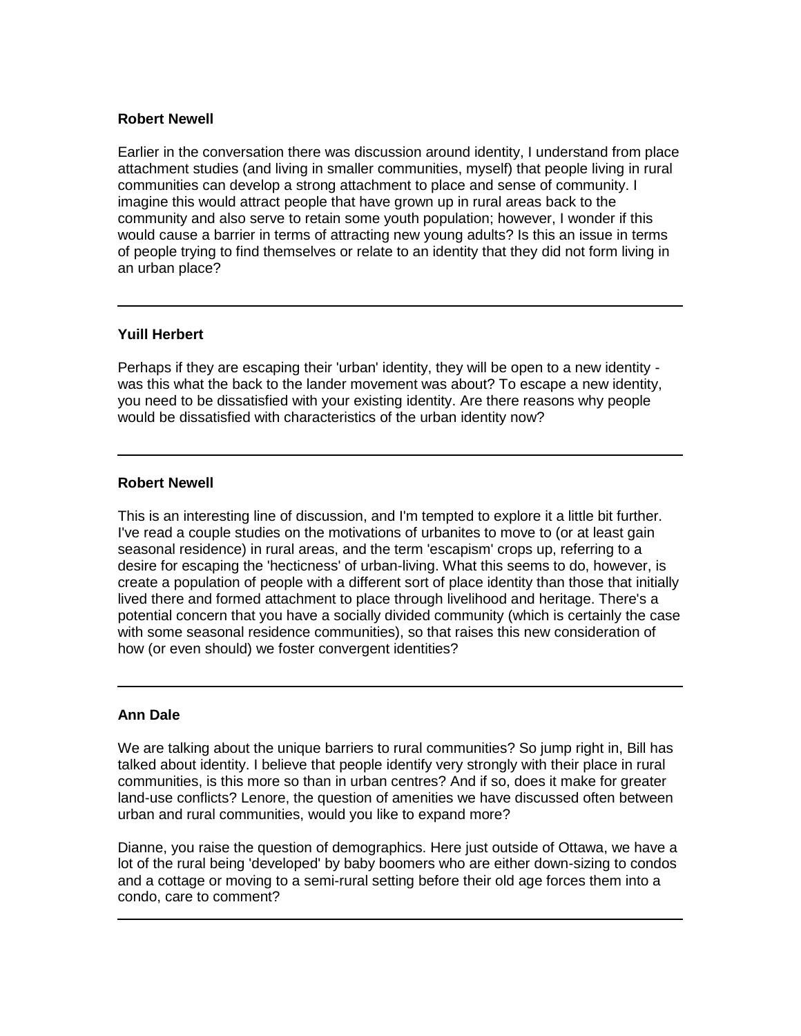**Robert Newell**

Earlier in the conversation there was discussion around identity, I understand from place attachment studies (and living in smaller communities, myself) that people living in rural communities can develop a strong attachment to place and sense of community. I imagine this would attract people that have grown up in rural areas back to the community and also serve to retain some youth population; however, I wonder if this would cause a barrier in terms of attracting new young adults? Is this an issue in terms of people trying to find themselves or relate to an identity that they did not form living in an urban place?

---

**Yuill Herbert**

Perhaps if they are escaping their 'urban' identity, they will be open to a new identity - was this what the back to the lander movement was about? To escape a new identity, you need to be dissatisfied with your existing identity. Are there reasons why people would be dissatisfied with characteristics of the urban identity now?

---

**Robert Newell**

This is an interesting line of discussion, and I'm tempted to explore it a little bit further. I've read a couple studies on the motivations of urbanites to move to (or at least gain seasonal residence) in rural areas, and the term 'escapism' crops up, referring to a desire for escaping the 'hecticness' of urban-living. What this seems to do, however, is create a population of people with a different sort of place identity than those that initially lived there and formed attachment to place through livelihood and heritage. There's a potential concern that you have a socially divided community (which is certainly the case with some seasonal residence communities), so that raises this new consideration of how (or even should) we foster convergent identities?

---

**Ann Dale**

We are talking about the unique barriers to rural communities? So jump right in, Bill has talked about identity. I believe that people identify very strongly with their place in rural communities, is this more so than in urban centres? And if so, does it make for greater land-use conflicts? Lenore, the question of amenities we have discussed often between urban and rural communities, would you like to expand more?

Dianne, you raise the question of demographics. Here just outside of Ottawa, we have a lot of the rural being 'developed' by baby boomers who are either down-sizing to condos and a cottage or moving to a semi-rural setting before their old age forces them into a condo, care to comment?

---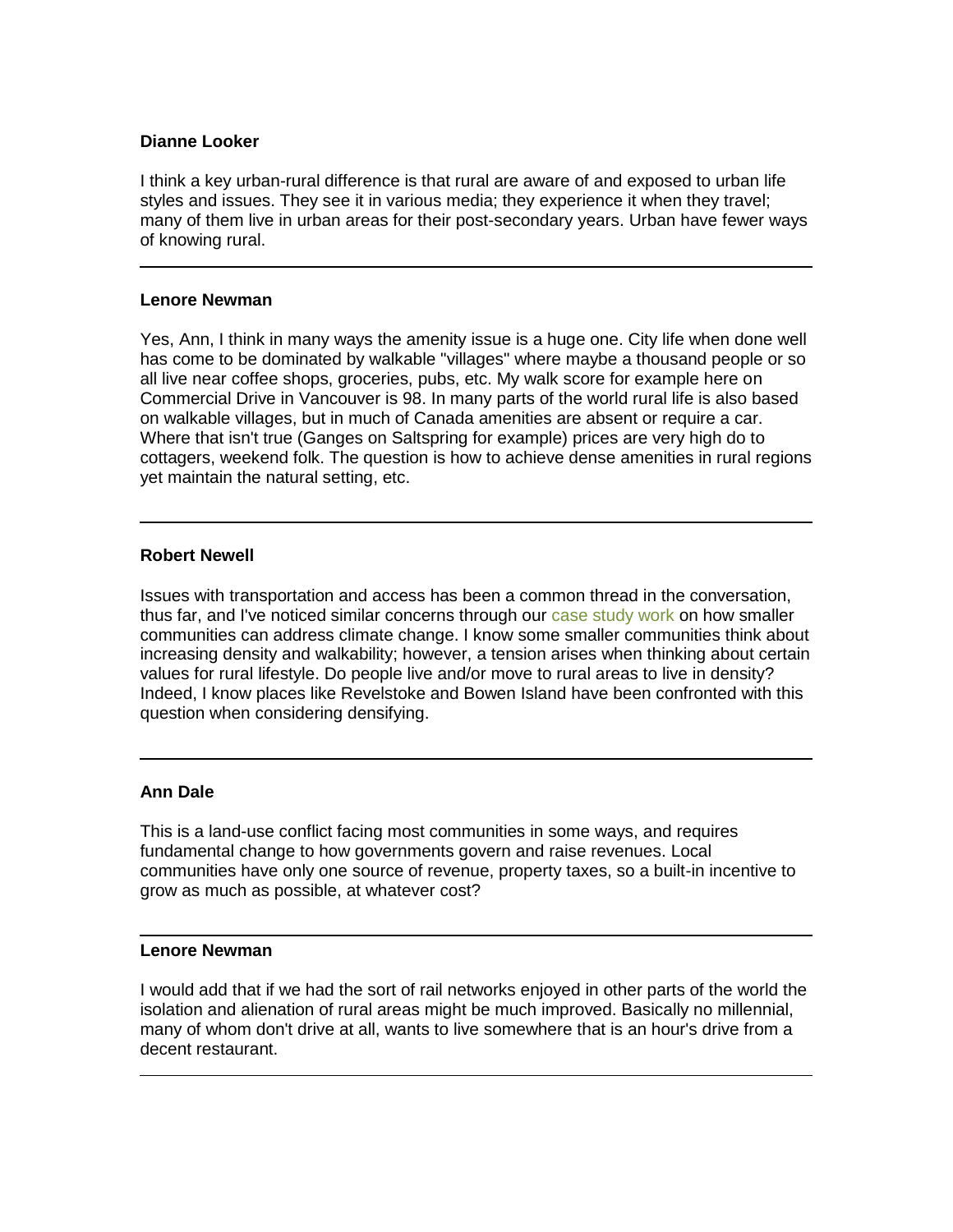**Dianne Looker**

I think a key urban-rural difference is that rural are aware of and exposed to urban life styles and issues. They see it in various media; they experience it when they travel; many of them live in urban areas for their post-secondary years. Urban have fewer ways of knowing rural.

---

**Lenore Newman**

Yes, Ann, I think in many ways the amenity issue is a huge one. City life when done well has come to be dominated by walkable "villages" where maybe a thousand people or so all live near coffee shops, groceries, pubs, etc. My walk score for example here on Commercial Drive in Vancouver is 98. In many parts of the world rural life is also based on walkable villages, but in much of Canada amenities are absent or require a car. Where that isn't true (Ganges on Saltspring for example) prices are very high do to cottagers, weekend folk. The question is how to achieve dense amenities in rural regions yet maintain the natural setting, etc.

---

**Robert Newell**

Issues with transportation and access has been a common thread in the conversation, thus far, and I've noticed similar concerns through our case study work on how smaller communities can address climate change. I know some smaller communities think about increasing density and walkability; however, a tension arises when thinking about certain values for rural lifestyle. Do people live and/or move to rural areas to live in density? Indeed, I know places like Revelstoke and Bowen Island have been confronted with this question when considering densifying.

---

**Ann Dale**

This is a land-use conflict facing most communities in some ways, and requires fundamental change to how governments govern and raise revenues. Local communities have only one source of revenue, property taxes, so a built-in incentive to grow as much as possible, at whatever cost?

---

**Lenore Newman**

I would add that if we had the sort of rail networks enjoyed in other parts of the world the isolation and alienation of rural areas might be much improved. Basically no millennial, many of whom don't drive at all, wants to live somewhere that is an hour's drive from a decent restaurant.

---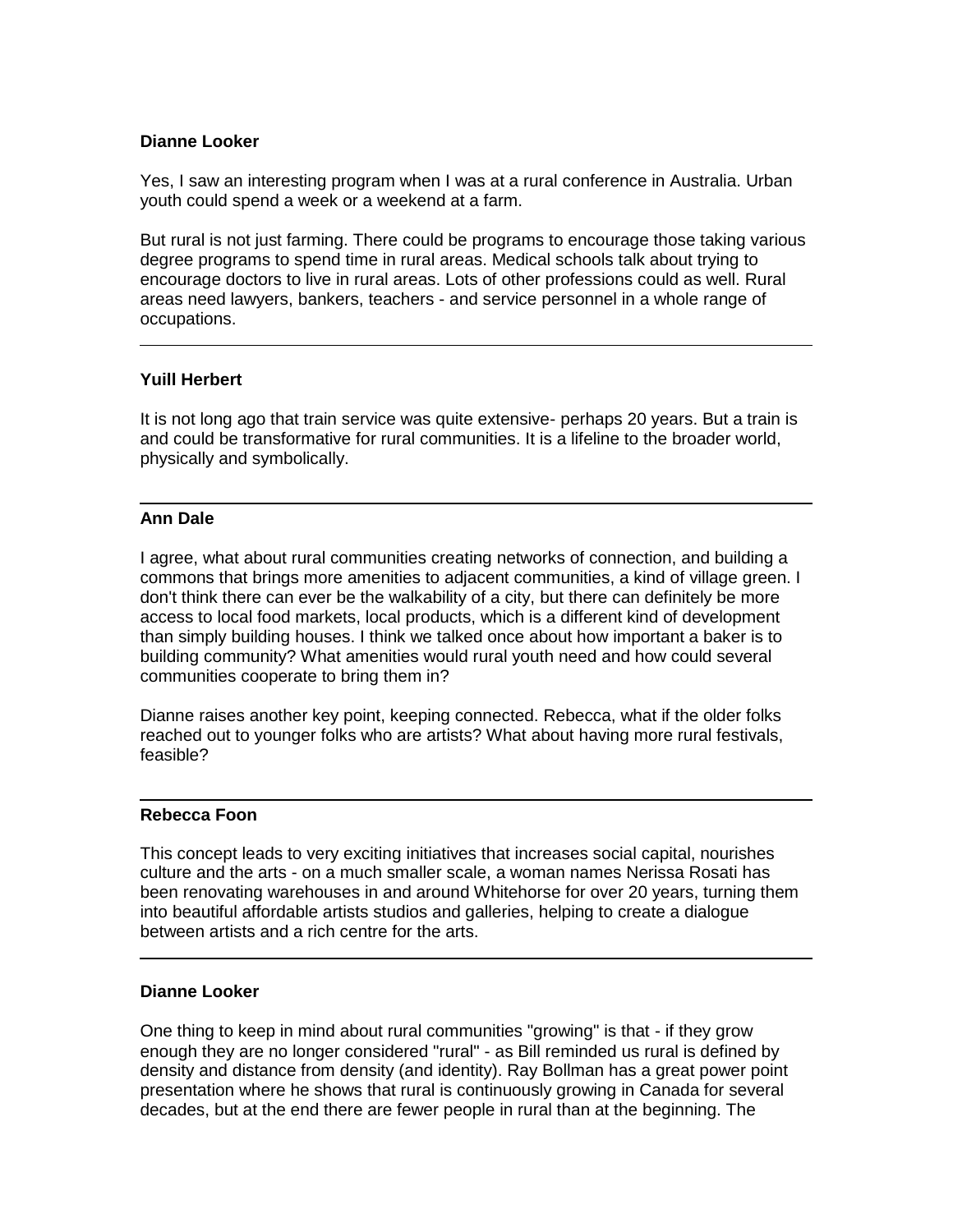**Dianne Looker**

Yes, I saw an interesting program when I was at a rural conference in Australia. Urban youth could spend a week or a weekend at a farm.

But rural is not just farming. There could be programs to encourage those taking various degree programs to spend time in rural areas. Medical schools talk about trying to encourage doctors to live in rural areas. Lots of other professions could as well. Rural areas need lawyers, bankers, teachers - and service personnel in a whole range of occupations.

---

**Yuill Herbert**

It is not long ago that train service was quite extensive- perhaps 20 years. But a train is and could be transformative for rural communities. It is a lifeline to the broader world, physically and symbolically.

---

**Ann Dale**

I agree, what about rural communities creating networks of connection, and building a commons that brings more amenities to adjacent communities, a kind of village green. I don't think there can ever be the walkability of a city, but there can definitely be more access to local food markets, local products, which is a different kind of development than simply building houses. I think we talked once about how important a baker is to building community? What amenities would rural youth need and how could several communities cooperate to bring them in?

Dianne raises another key point, keeping connected. Rebecca, what if the older folks reached out to younger folks who are artists? What about having more rural festivals, feasible?

---

**Rebecca Foon**

This concept leads to very exciting initiatives that increases social capital, nourishes culture and the arts - on a much smaller scale, a woman names Nerissa Rosati has been renovating warehouses in and around Whitehorse for over 20 years, turning them into beautiful affordable artists studios and galleries, helping to create a dialogue between artists and a rich centre for the arts.

---

**Dianne Looker**

One thing to keep in mind about rural communities "growing" is that - if they grow enough they are no longer considered "rural" - as Bill reminded us rural is defined by density and distance from density (and identity). Ray Bollman has a great power point presentation where he shows that rural is continuously growing in Canada for several decades, but at the end there are fewer people in rural than at the beginning. The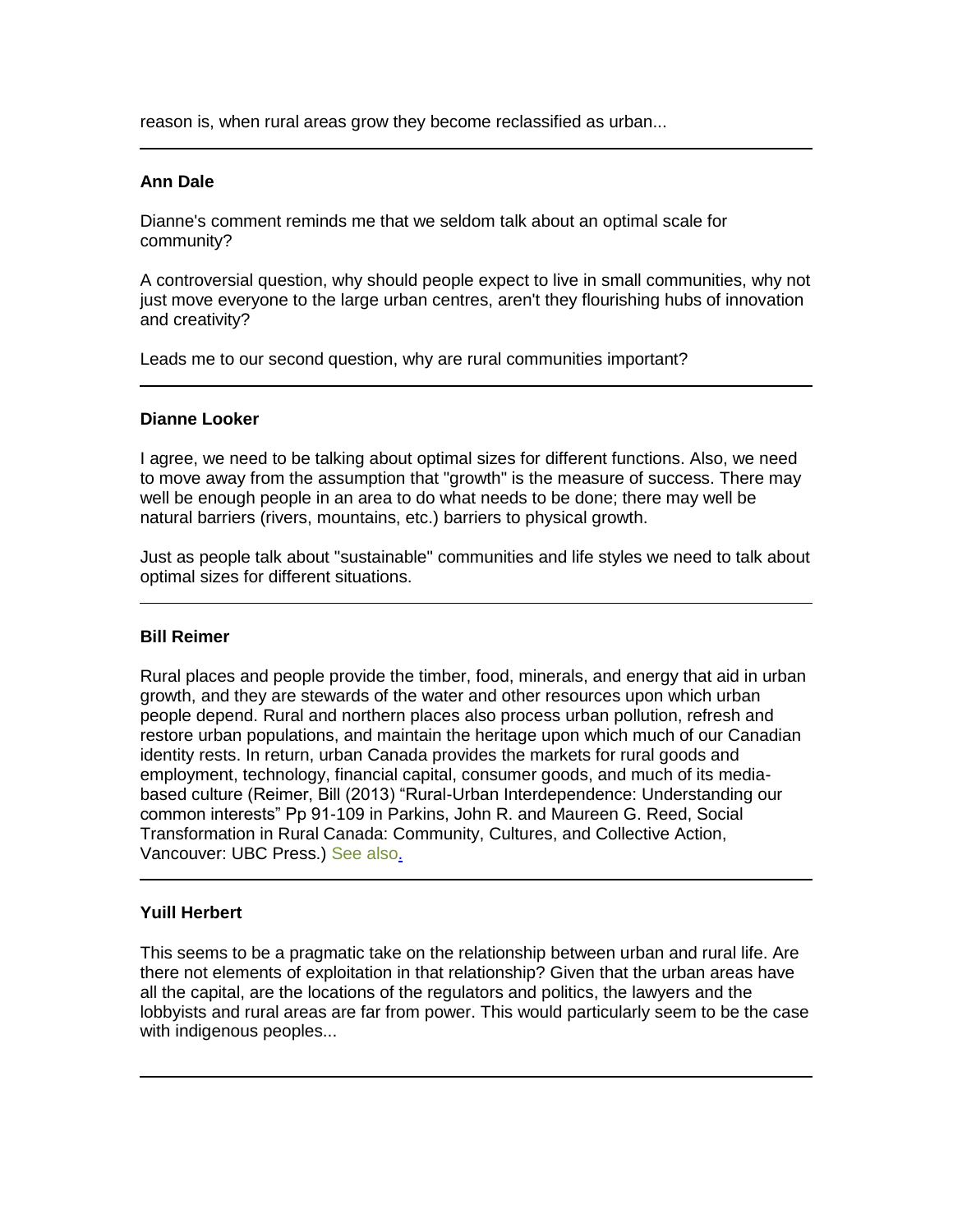reason is, when rural areas grow they become reclassified as urban...

---

**Ann Dale**

Dianne's comment reminds me that we seldom talk about an optimal scale for community?

A controversial question, why should people expect to live in small communities, why not just move everyone to the large urban centres, aren't they flourishing hubs of innovation and creativity?

Leads me to our second question, why are rural communities important?

---

**Dianne Looker**

I agree, we need to be talking about optimal sizes for different functions. Also, we need to move away from the assumption that "growth" is the measure of success. There may well be enough people in an area to do what needs to be done; there may well be natural barriers (rivers, mountains, etc.) barriers to physical growth.

Just as people talk about "sustainable" communities and life styles we need to talk about optimal sizes for different situations.

---

**Bill Reimer**

Rural places and people provide the timber, food, minerals, and energy that aid in urban growth, and they are stewards of the water and other resources upon which urban people depend. Rural and northern places also process urban pollution, refresh and restore urban populations, and maintain the heritage upon which much of our Canadian identity rests. In return, urban Canada provides the markets for rural goods and employment, technology, financial capital, consumer goods, and much of its media-based culture (Reimer, Bill (2013) "Rural-Urban Interdependence: Understanding our common interests" Pp 91-109 in Parkins, John R. and Maureen G. Reed, Social Transformation in Rural Canada: Community, Cultures, and Collective Action, Vancouver: UBC Press.) See also.

---

**Yuill Herbert**

This seems to be a pragmatic take on the relationship between urban and rural life. Are there not elements of exploitation in that relationship? Given that the urban areas have all the capital, are the locations of the regulators and politics, the lawyers and the lobbyists and rural areas are far from power. This would particularly seem to be the case with indigenous peoples...

---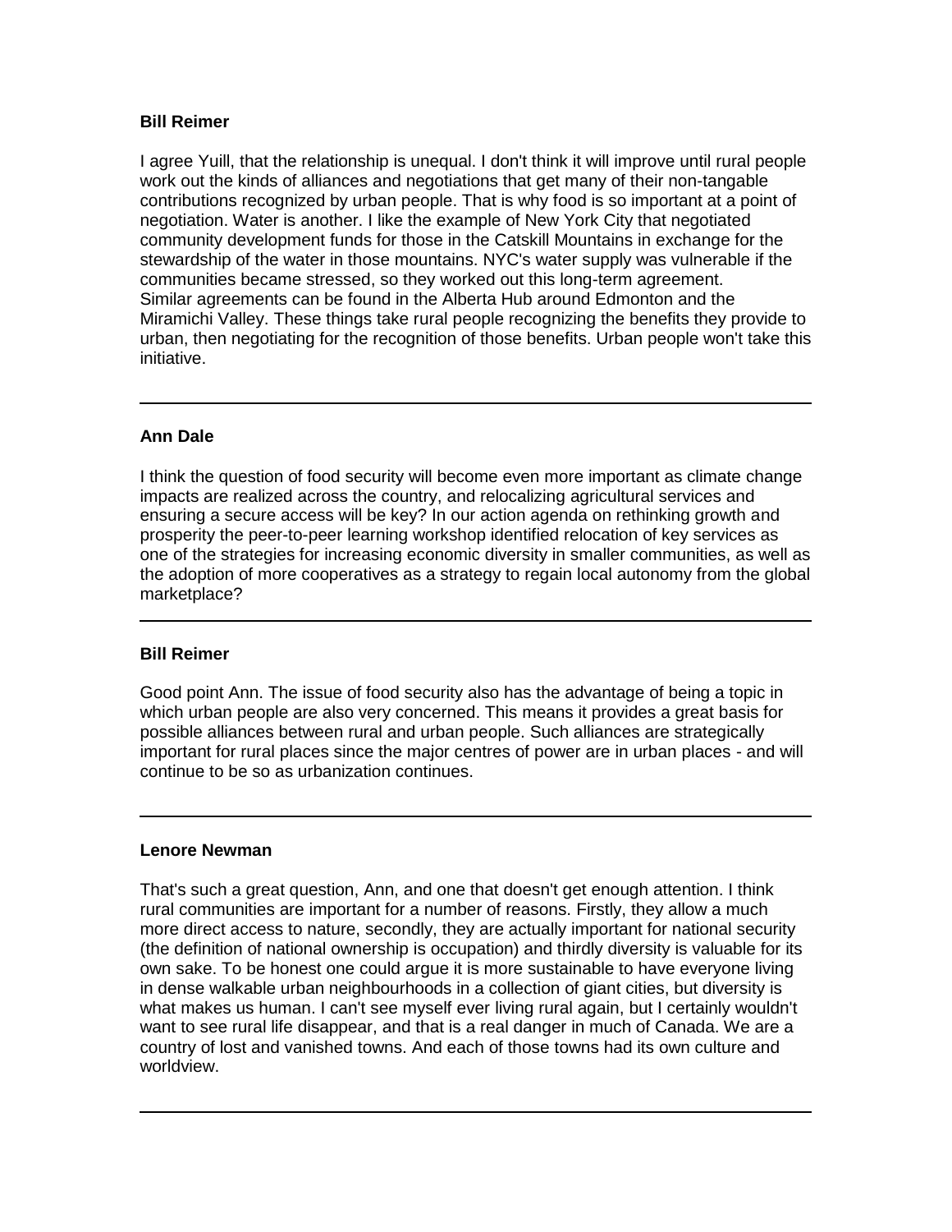**Bill Reimer**

I agree Yuill, that the relationship is unequal. I don't think it will improve until rural people work out the kinds of alliances and negotiations that get many of their non-tangable contributions recognized by urban people. That is why food is so important at a point of negotiation. Water is another. I like the example of New York City that negotiated community development funds for those in the Catskill Mountains in exchange for the stewardship of the water in those mountains. NYC's water supply was vulnerable if the communities became stressed, so they worked out this long-term agreement.
Similar agreements can be found in the Alberta Hub around Edmonton and the Miramichi Valley. These things take rural people recognizing the benefits they provide to urban, then negotiating for the recognition of those benefits. Urban people won't take this initiative.

---

**Ann Dale**

I think the question of food security will become even more important as climate change impacts are realized across the country, and relocalizing agricultural services and ensuring a secure access will be key? In our action agenda on rethinking growth and prosperity the peer-to-peer learning workshop identified relocation of key services as one of the strategies for increasing economic diversity in smaller communities, as well as the adoption of more cooperatives as a strategy to regain local autonomy from the global marketplace?

---

**Bill Reimer**

Good point Ann. The issue of food security also has the advantage of being a topic in which urban people are also very concerned. This means it provides a great basis for possible alliances between rural and urban people. Such alliances are strategically important for rural places since the major centres of power are in urban places - and will continue to be so as urbanization continues.

---

**Lenore Newman**

That's such a great question, Ann, and one that doesn't get enough attention. I think rural communities are important for a number of reasons. Firstly, they allow a much more direct access to nature, secondly, they are actually important for national security (the definition of national ownership is occupation) and thirdly diversity is valuable for its own sake. To be honest one could argue it is more sustainable to have everyone living in dense walkable urban neighbourhoods in a collection of giant cities, but diversity is what makes us human. I can't see myself ever living rural again, but I certainly wouldn't want to see rural life disappear, and that is a real danger in much of Canada. We are a country of lost and vanished towns. And each of those towns had its own culture and worldview.

---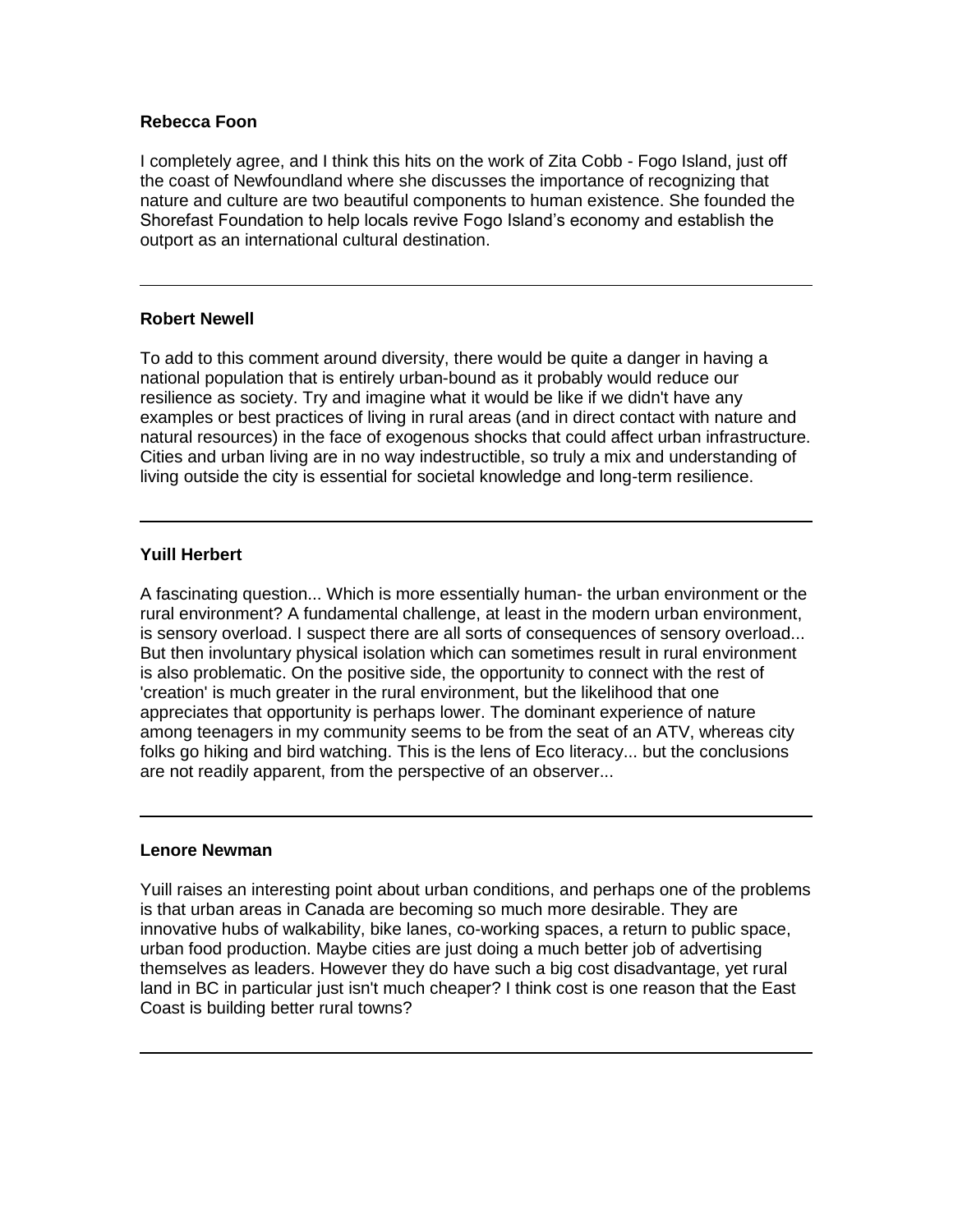**Rebecca Foon**

I completely agree, and I think this hits on the work of Zita Cobb - Fogo Island, just off the coast of Newfoundland where she discusses the importance of recognizing that nature and culture are two beautiful components to human existence. She founded the Shorefast Foundation to help locals revive Fogo Island's economy and establish the outport as an international cultural destination.

---

**Robert Newell**

To add to this comment around diversity, there would be quite a danger in having a national population that is entirely urban-bound as it probably would reduce our resilience as society. Try and imagine what it would be like if we didn't have any examples or best practices of living in rural areas (and in direct contact with nature and natural resources) in the face of exogenous shocks that could affect urban infrastructure. Cities and urban living are in no way indestructible, so truly a mix and understanding of living outside the city is essential for societal knowledge and long-term resilience.

---

**Yuill Herbert**

A fascinating question... Which is more essentially human- the urban environment or the rural environment? A fundamental challenge, at least in the modern urban environment, is sensory overload. I suspect there are all sorts of consequences of sensory overload... But then involuntary physical isolation which can sometimes result in rural environment is also problematic. On the positive side, the opportunity to connect with the rest of 'creation' is much greater in the rural environment, but the likelihood that one appreciates that opportunity is perhaps lower. The dominant experience of nature among teenagers in my community seems to be from the seat of an ATV, whereas city folks go hiking and bird watching. This is the lens of Eco literacy... but the conclusions are not readily apparent, from the perspective of an observer...

---

**Lenore Newman**

Yuill raises an interesting point about urban conditions, and perhaps one of the problems is that urban areas in Canada are becoming so much more desirable. They are innovative hubs of walkability, bike lanes, co-working spaces, a return to public space, urban food production. Maybe cities are just doing a much better job of advertising themselves as leaders. However they do have such a big cost disadvantage, yet rural land in BC in particular just isn't much cheaper? I think cost is one reason that the East Coast is building better rural towns?

---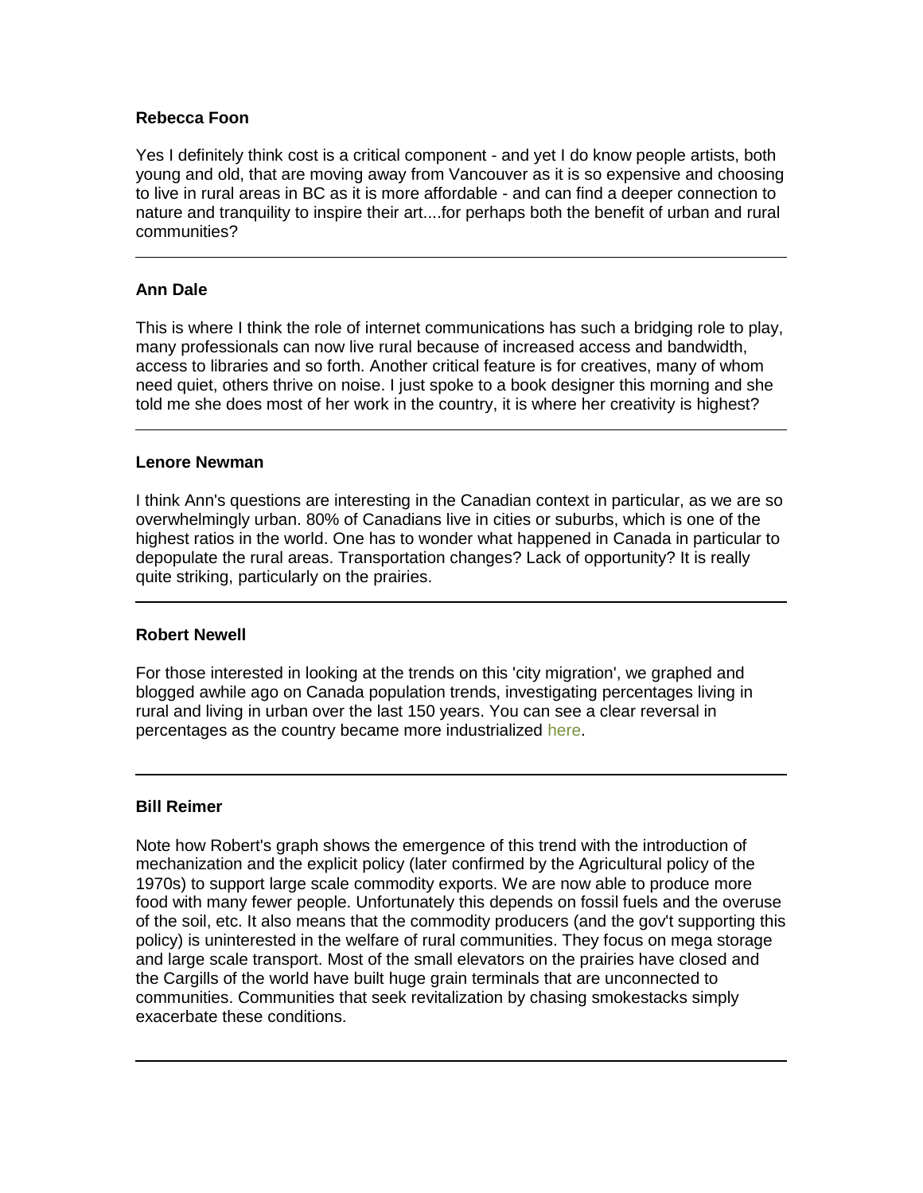**Rebecca Foon**

Yes I definitely think cost is a critical component - and yet I do know people artists, both young and old, that are moving away from Vancouver as it is so expensive and choosing to live in rural areas in BC as it is more affordable - and can find a deeper connection to nature and tranquility to inspire their art....for perhaps both the benefit of urban and rural communities?

---

**Ann Dale**

This is where I think the role of internet communications has such a bridging role to play, many professionals can now live rural because of increased access and bandwidth, access to libraries and so forth. Another critical feature is for creatives, many of whom need quiet, others thrive on noise. I just spoke to a book designer this morning and she told me she does most of her work in the country, it is where her creativity is highest?

---

**Lenore Newman**

I think Ann's questions are interesting in the Canadian context in particular, as we are so overwhelmingly urban. 80% of Canadians live in cities or suburbs, which is one of the highest ratios in the world. One has to wonder what happened in Canada in particular to depopulate the rural areas. Transportation changes? Lack of opportunity? It is really quite striking, particularly on the prairies.

---

**Robert Newell**

For those interested in looking at the trends on this 'city migration', we graphed and blogged awhile ago on Canada population trends, investigating percentages living in rural and living in urban over the last 150 years. You can see a clear reversal in percentages as the country became more industrialized here.

---

**Bill Reimer**

Note how Robert's graph shows the emergence of this trend with the introduction of mechanization and the explicit policy (later confirmed by the Agricultural policy of the 1970s) to support large scale commodity exports. We are now able to produce more food with many fewer people. Unfortunately this depends on fossil fuels and the overuse of the soil, etc. It also means that the commodity producers (and the gov't supporting this policy) is uninterested in the welfare of rural communities. They focus on mega storage and large scale transport. Most of the small elevators on the prairies have closed and the Cargills of the world have built huge grain terminals that are unconnected to communities. Communities that seek revitalization by chasing smokestacks simply exacerbate these conditions.

---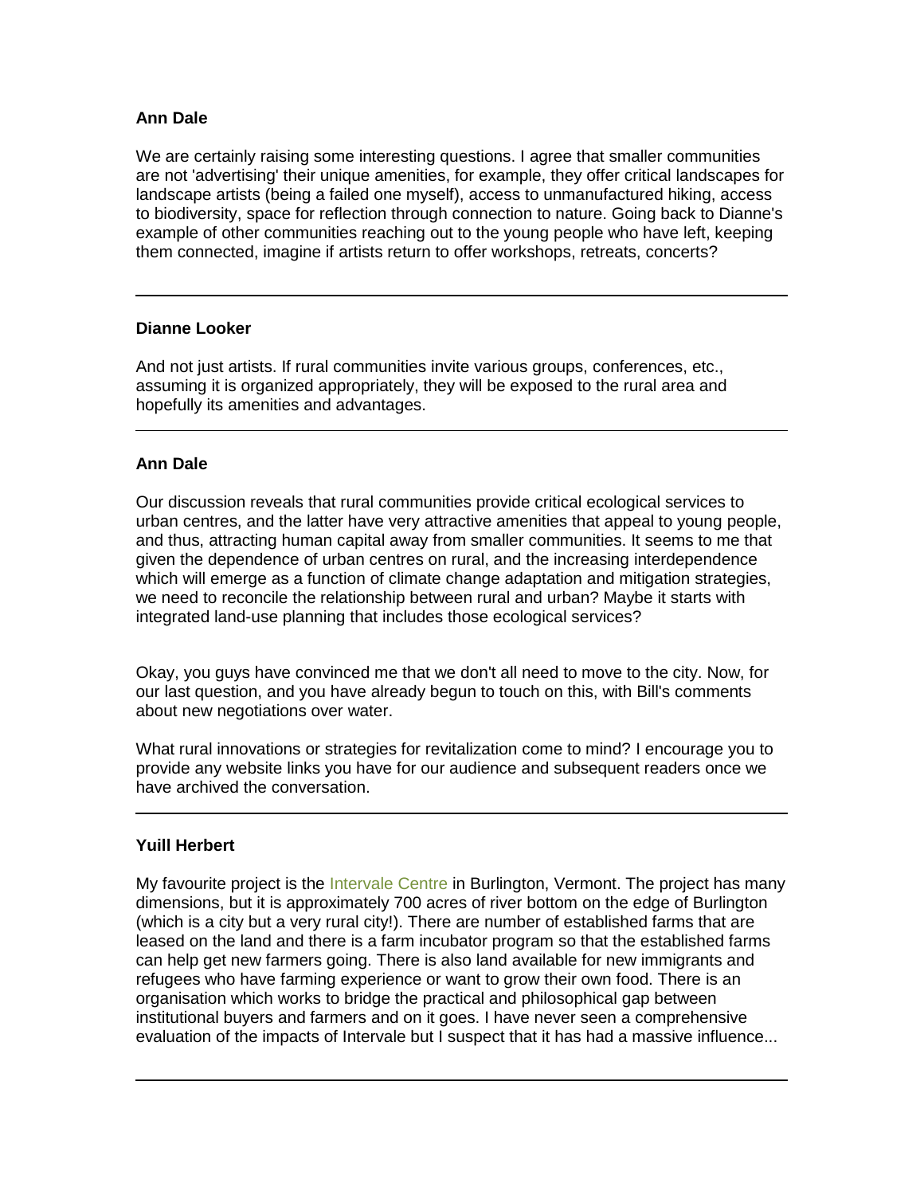**Ann Dale**

We are certainly raising some interesting questions. I agree that smaller communities are not 'advertising' their unique amenities, for example, they offer critical landscapes for landscape artists (being a failed one myself), access to unmanufactured hiking, access to biodiversity, space for reflection through connection to nature. Going back to Dianne's example of other communities reaching out to the young people who have left, keeping them connected, imagine if artists return to offer workshops, retreats, concerts?

---

**Dianne Looker**

And not just artists. If rural communities invite various groups, conferences, etc., assuming it is organized appropriately, they will be exposed to the rural area and hopefully its amenities and advantages.

---

**Ann Dale**

Our discussion reveals that rural communities provide critical ecological services to urban centres, and the latter have very attractive amenities that appeal to young people, and thus, attracting human capital away from smaller communities. It seems to me that given the dependence of urban centres on rural, and the increasing interdependence which will emerge as a function of climate change adaptation and mitigation strategies, we need to reconcile the relationship between rural and urban? Maybe it starts with integrated land-use planning that includes those ecological services?

Okay, you guys have convinced me that we don't all need to move to the city. Now, for our last question, and you have already begun to touch on this, with Bill's comments about new negotiations over water.

What rural innovations or strategies for revitalization come to mind? I encourage you to provide any website links you have for our audience and subsequent readers once we have archived the conversation.

---

**Yuill Herbert**

My favourite project is the Intervale Centre in Burlington, Vermont. The project has many dimensions, but it is approximately 700 acres of river bottom on the edge of Burlington (which is a city but a very rural city!). There are number of established farms that are leased on the land and there is a farm incubator program so that the established farms can help get new farmers going. There is also land available for new immigrants and refugees who have farming experience or want to grow their own food. There is an organisation which works to bridge the practical and philosophical gap between institutional buyers and farmers and on it goes. I have never seen a comprehensive evaluation of the impacts of Intervale but I suspect that it has had a massive influence...

---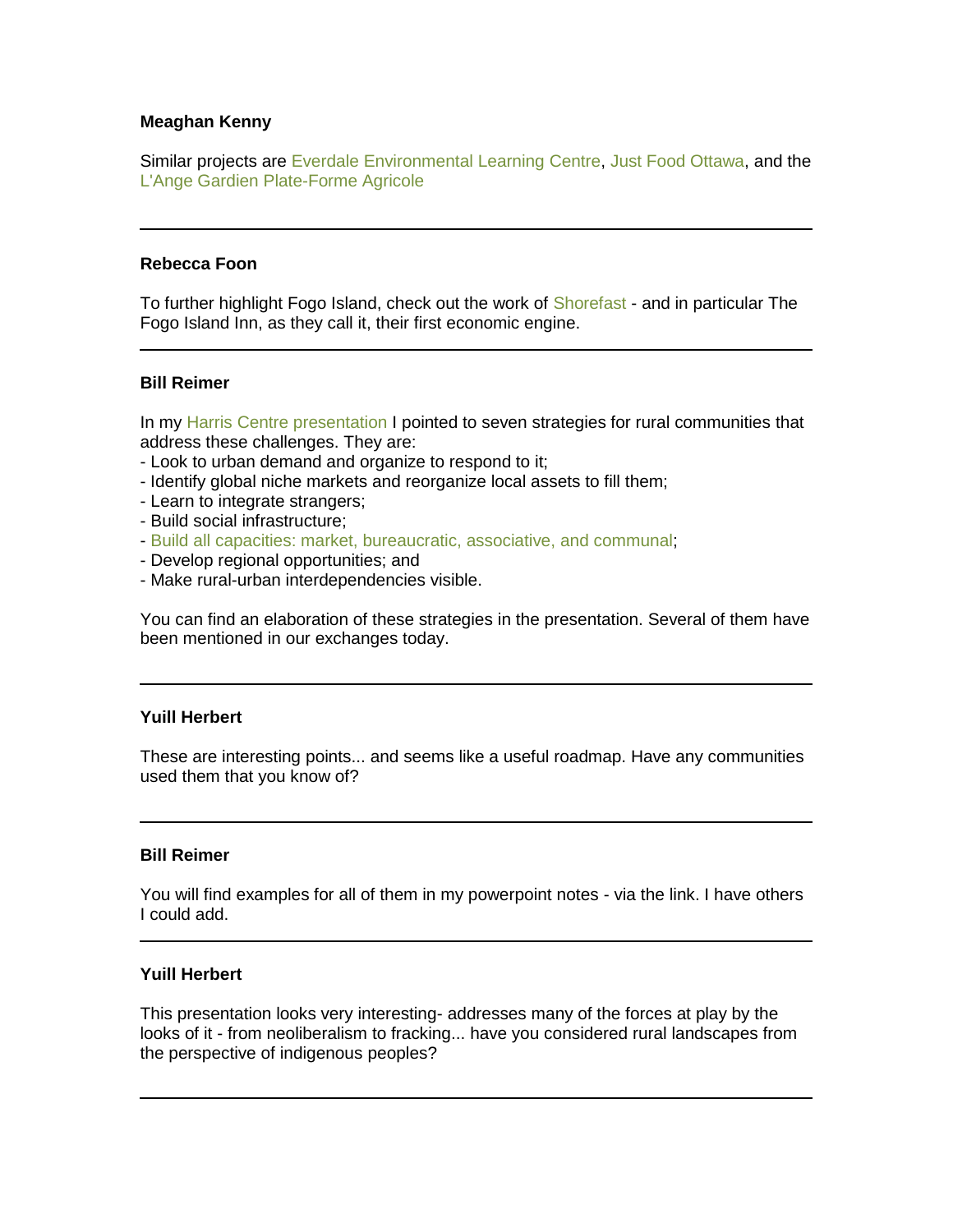**Meaghan Kenny**

Similar projects are Everdale Environmental Learning Centre, Just Food Ottawa, and the L'Ange Gardien Plate-Forme Agricole

---

**Rebecca Foon**

To further highlight Fogo Island, check out the work of Shorefast - and in particular The Fogo Island Inn, as they call it, their first economic engine.

---

**Bill Reimer**

In my Harris Centre presentation I pointed to seven strategies for rural communities that address these challenges. They are:

- Look to urban demand and organize to respond to it;
- Identify global niche markets and reorganize local assets to fill them;
- Learn to integrate strangers;
- Build social infrastructure;
- Build all capacities: market, bureaucratic, associative, and communal;
- Develop regional opportunities; and
- Make rural-urban interdependencies visible.

You can find an elaboration of these strategies in the presentation. Several of them have been mentioned in our exchanges today.

---

**Yuill Herbert**

These are interesting points... and seems like a useful roadmap. Have any communities used them that you know of?

---

**Bill Reimer**

You will find examples for all of them in my powerpoint notes - via the link. I have others I could add.

---

**Yuill Herbert**

This presentation looks very interesting- addresses many of the forces at play by the looks of it - from neoliberalism to fracking... have you considered rural landscapes from the perspective of indigenous peoples?

---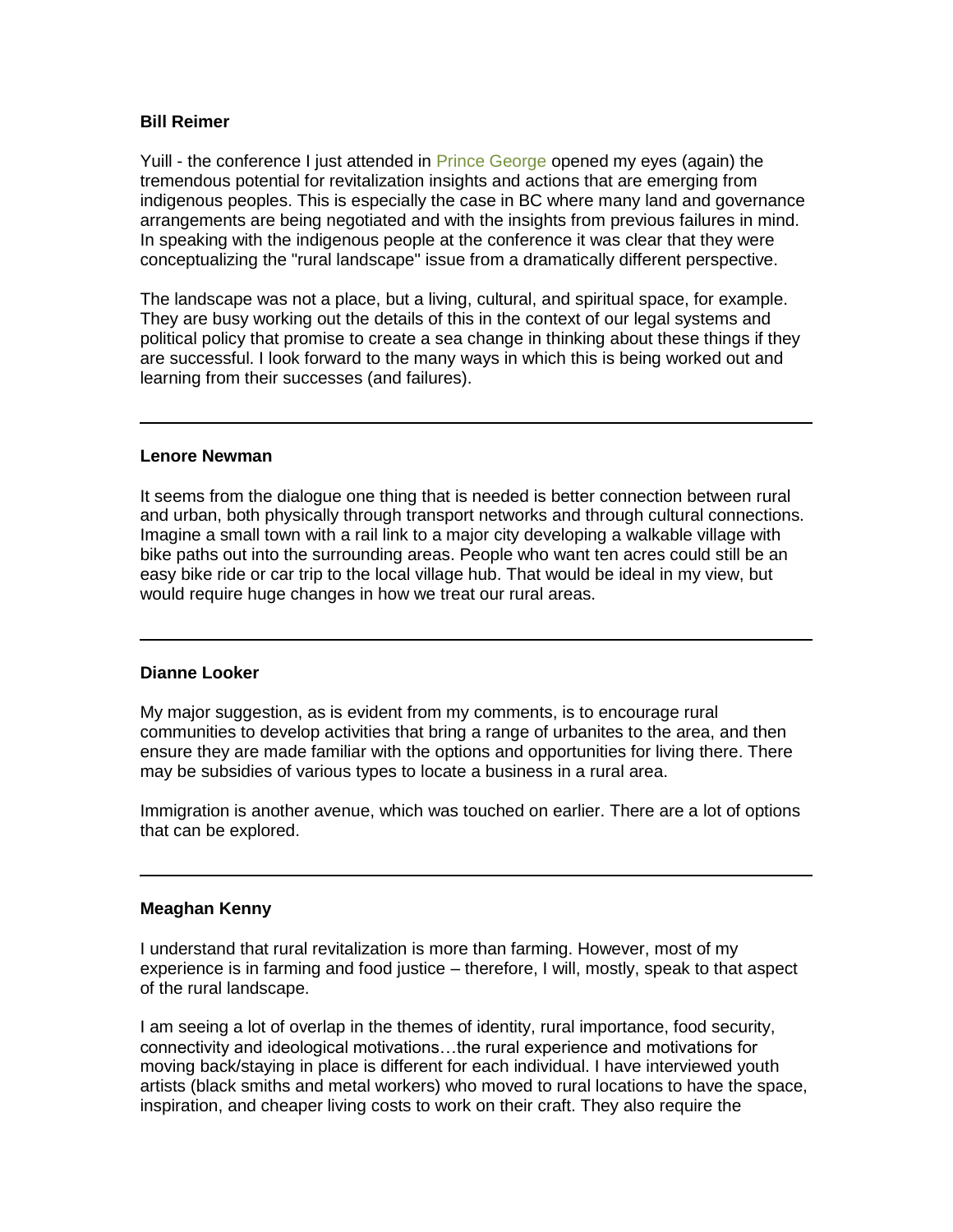**Bill Reimer**

Yuill - the conference I just attended in Prince George opened my eyes (again) the tremendous potential for revitalization insights and actions that are emerging from indigenous peoples. This is especially the case in BC where many land and governance arrangements are being negotiated and with the insights from previous failures in mind. In speaking with the indigenous people at the conference it was clear that they were conceptualizing the "rural landscape" issue from a dramatically different perspective.

The landscape was not a place, but a living, cultural, and spiritual space, for example. They are busy working out the details of this in the context of our legal systems and political policy that promise to create a sea change in thinking about these things if they are successful. I look forward to the many ways in which this is being worked out and learning from their successes (and failures).

---

**Lenore Newman**

It seems from the dialogue one thing that is needed is better connection between rural and urban, both physically through transport networks and through cultural connections. Imagine a small town with a rail link to a major city developing a walkable village with bike paths out into the surrounding areas. People who want ten acres could still be an easy bike ride or car trip to the local village hub. That would be ideal in my view, but would require huge changes in how we treat our rural areas.

---

**Dianne Looker**

My major suggestion, as is evident from my comments, is to encourage rural communities to develop activities that bring a range of urbanites to the area, and then ensure they are made familiar with the options and opportunities for living there. There may be subsidies of various types to locate a business in a rural area.

Immigration is another avenue, which was touched on earlier. There are a lot of options that can be explored.

---

**Meaghan Kenny**

I understand that rural revitalization is more than farming. However, most of my experience is in farming and food justice – therefore, I will, mostly, speak to that aspect of the rural landscape.

I am seeing a lot of overlap in the themes of identity, rural importance, food security, connectivity and ideological motivations…the rural experience and motivations for moving back/staying in place is different for each individual. I have interviewed youth artists (black smiths and metal workers) who moved to rural locations to have the space, inspiration, and cheaper living costs to work on their craft. They also require the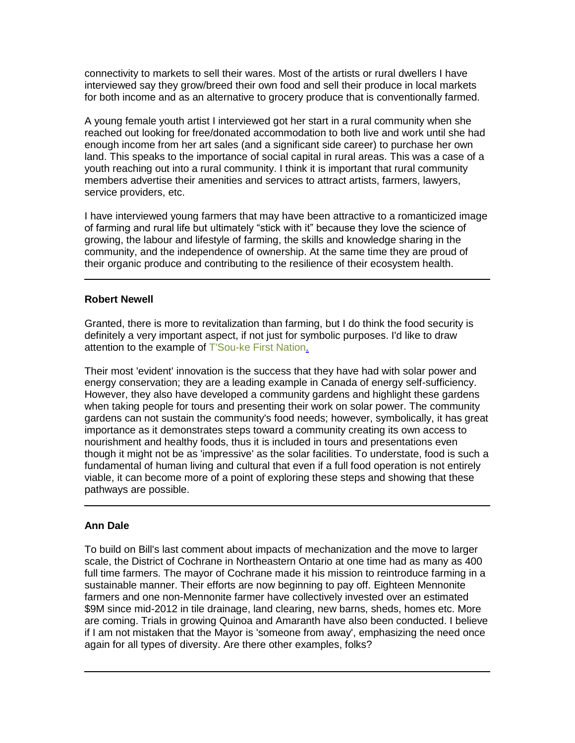connectivity to markets to sell their wares. Most of the artists or rural dwellers I have interviewed say they grow/breed their own food and sell their produce in local markets for both income and as an alternative to grocery produce that is conventionally farmed.

A young female youth artist I interviewed got her start in a rural community when she reached out looking for free/donated accommodation to both live and work until she had enough income from her art sales (and a significant side career) to purchase her own land. This speaks to the importance of social capital in rural areas. This was a case of a youth reaching out into a rural community. I think it is important that rural community members advertise their amenities and services to attract artists, farmers, lawyers, service providers, etc.

I have interviewed young farmers that may have been attractive to a romanticized image of farming and rural life but ultimately "stick with it" because they love the science of growing, the labour and lifestyle of farming, the skills and knowledge sharing in the community, and the independence of ownership. At the same time they are proud of their organic produce and contributing to the resilience of their ecosystem health.

---

**Robert Newell**

Granted, there is more to revitalization than farming, but I do think the food security is definitely a very important aspect, if not just for symbolic purposes. I'd like to draw attention to the example of T'Sou-ke First Nation.

Their most 'evident' innovation is the success that they have had with solar power and energy conservation; they are a leading example in Canada of energy self-sufficiency. However, they also have developed a community gardens and highlight these gardens when taking people for tours and presenting their work on solar power. The community gardens can not sustain the community's food needs; however, symbolically, it has great importance as it demonstrates steps toward a community creating its own access to nourishment and healthy foods, thus it is included in tours and presentations even though it might not be as 'impressive' as the solar facilities. To understate, food is such a fundamental of human living and cultural that even if a full food operation is not entirely viable, it can become more of a point of exploring these steps and showing that these pathways are possible.

---

**Ann Dale**

To build on Bill's last comment about impacts of mechanization and the move to larger scale, the District of Cochrane in Northeastern Ontario at one time had as many as 400 full time farmers. The mayor of Cochrane made it his mission to reintroduce farming in a sustainable manner. Their efforts are now beginning to pay off. Eighteen Mennonite farmers and one non-Mennonite farmer have collectively invested over an estimated $9M since mid-2012 in tile drainage, land clearing, new barns, sheds, homes etc. More are coming. Trials in growing Quinoa and Amaranth have also been conducted. I believe if I am not mistaken that the Mayor is 'someone from away', emphasizing the need once again for all types of diversity. Are there other examples, folks?

---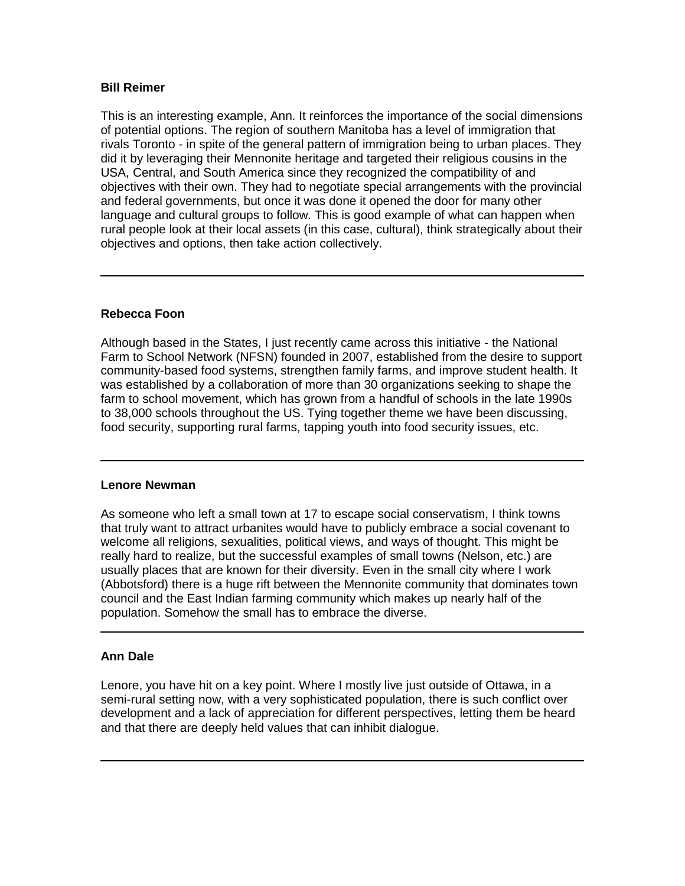**Bill Reimer**

This is an interesting example, Ann. It reinforces the importance of the social dimensions of potential options. The region of southern Manitoba has a level of immigration that rivals Toronto - in spite of the general pattern of immigration being to urban places. They did it by leveraging their Mennonite heritage and targeted their religious cousins in the USA, Central, and South America since they recognized the compatibility of and objectives with their own. They had to negotiate special arrangements with the provincial and federal governments, but once it was done it opened the door for many other language and cultural groups to follow. This is good example of what can happen when rural people look at their local assets (in this case, cultural), think strategically about their objectives and options, then take action collectively.

---

**Rebecca Foon**

Although based in the States, I just recently came across this initiative - the National Farm to School Network (NFSN) founded in 2007, established from the desire to support community-based food systems, strengthen family farms, and improve student health. It was established by a collaboration of more than 30 organizations seeking to shape the farm to school movement, which has grown from a handful of schools in the late 1990s to 38,000 schools throughout the US. Tying together theme we have been discussing, food security, supporting rural farms, tapping youth into food security issues, etc.

---

**Lenore Newman**

As someone who left a small town at 17 to escape social conservatism, I think towns that truly want to attract urbanites would have to publicly embrace a social covenant to welcome all religions, sexualities, political views, and ways of thought. This might be really hard to realize, but the successful examples of small towns (Nelson, etc.) are usually places that are known for their diversity. Even in the small city where I work (Abbotsford) there is a huge rift between the Mennonite community that dominates town council and the East Indian farming community which makes up nearly half of the population. Somehow the small has to embrace the diverse.

---

**Ann Dale**

Lenore, you have hit on a key point. Where I mostly live just outside of Ottawa, in a semi-rural setting now, with a very sophisticated population, there is such conflict over development and a lack of appreciation for different perspectives, letting them be heard and that there are deeply held values that can inhibit dialogue.

---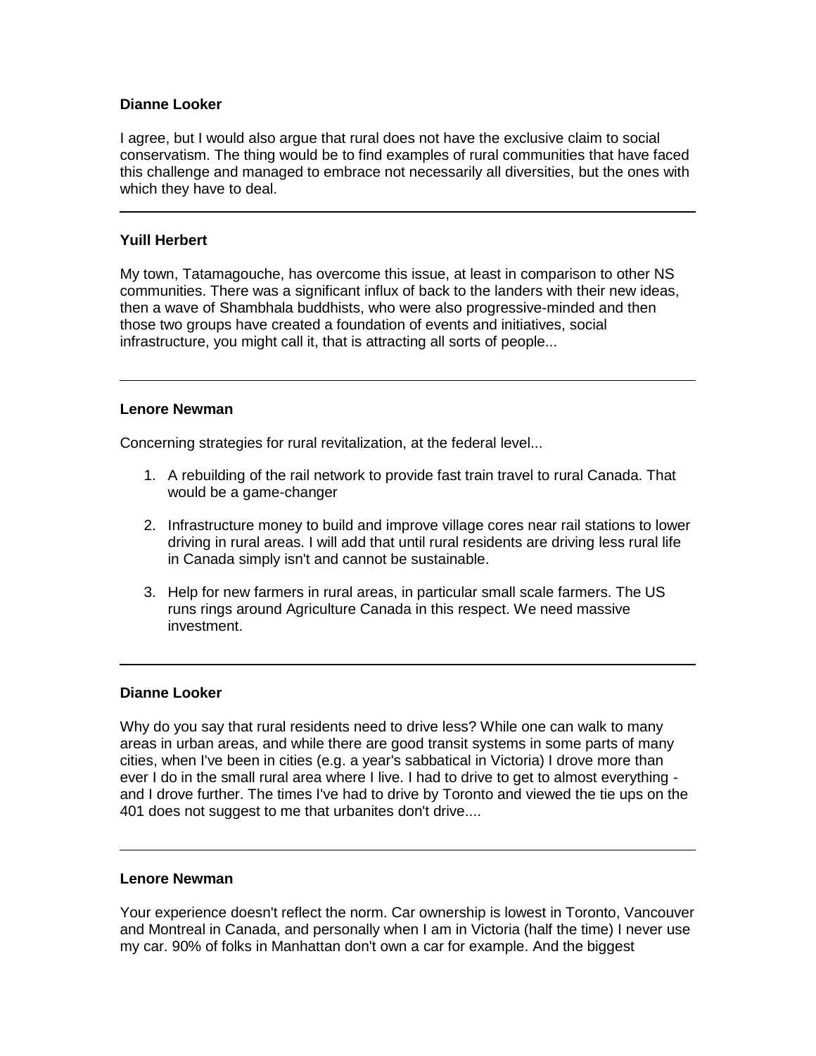**Dianne Looker**

I agree, but I would also argue that rural does not have the exclusive claim to social conservatism. The thing would be to find examples of rural communities that have faced this challenge and managed to embrace not necessarily all diversities, but the ones with which they have to deal.

---

**Yuill Herbert**

My town, Tatamagouche, has overcome this issue, at least in comparison to other NS communities. There was a significant influx of back to the landers with their new ideas, then a wave of Shambhala buddhists, who were also progressive-minded and then those two groups have created a foundation of events and initiatives, social infrastructure, you might call it, that is attracting all sorts of people...

---

**Lenore Newman**

Concerning strategies for rural revitalization, at the federal level...

1. A rebuilding of the rail network to provide fast train travel to rural Canada. That would be a game-changer
2. Infrastructure money to build and improve village cores near rail stations to lower driving in rural areas. I will add that until rural residents are driving less rural life in Canada simply isn't and cannot be sustainable.
3. Help for new farmers in rural areas, in particular small scale farmers. The US runs rings around Agriculture Canada in this respect. We need massive investment.

---

**Dianne Looker**

Why do you say that rural residents need to drive less? While one can walk to many areas in urban areas, and while there are good transit systems in some parts of many cities, when I've been in cities (e.g. a year's sabbatical in Victoria) I drove more than ever I do in the small rural area where I live. I had to drive to get to almost everything - and I drove further. The times I've had to drive by Toronto and viewed the tie ups on the 401 does not suggest to me that urbanites don't drive....

---

**Lenore Newman**

Your experience doesn't reflect the norm. Car ownership is lowest in Toronto, Vancouver and Montreal in Canada, and personally when I am in Victoria (half the time) I never use my car. 90% of folks in Manhattan don't own a car for example. And the biggest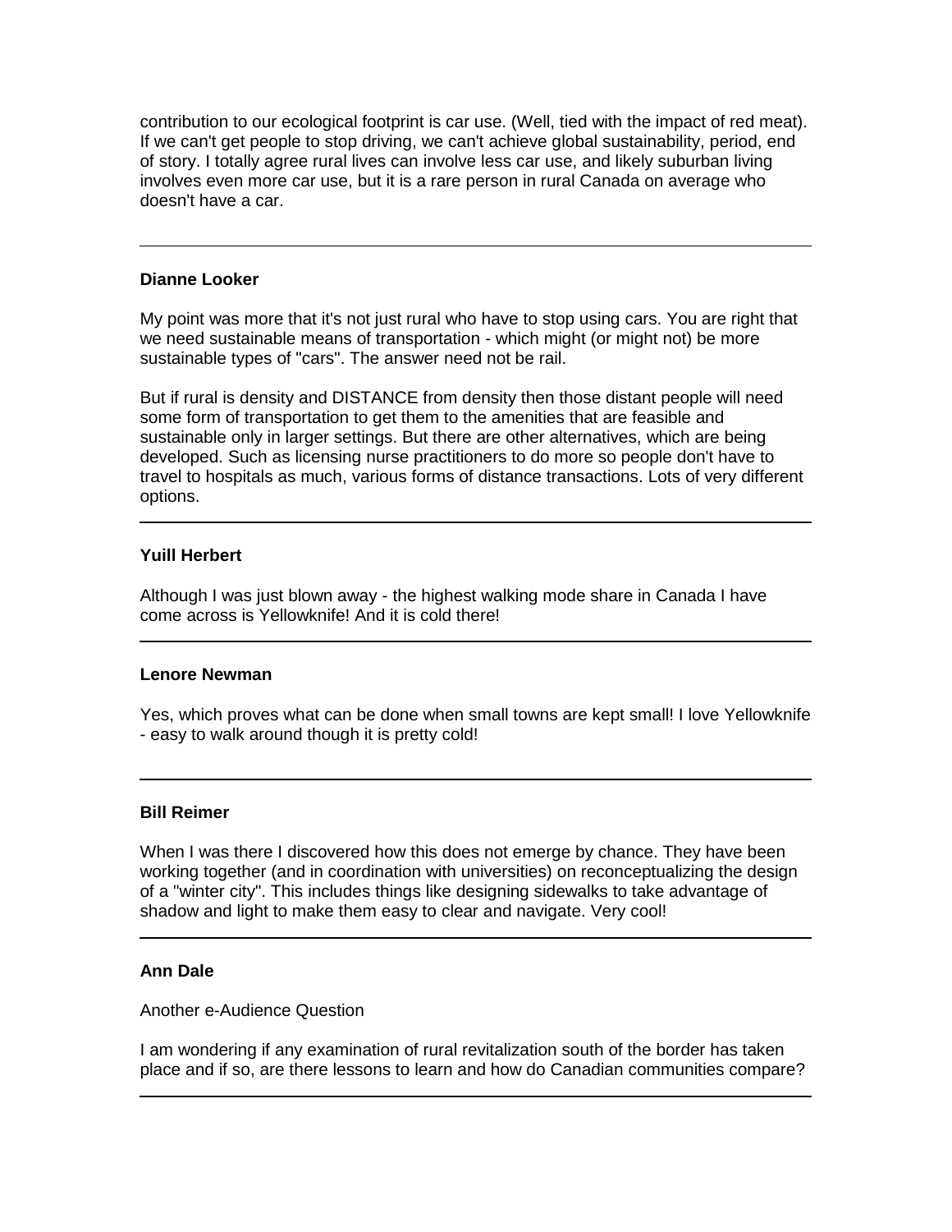contribution to our ecological footprint is car use. (Well, tied with the impact of red meat). If we can't get people to stop driving, we can't achieve global sustainability, period, end of story. I totally agree rural lives can involve less car use, and likely suburban living involves even more car use, but it is a rare person in rural Canada on average who doesn't have a car.

---

**Dianne Looker**

My point was more that it's not just rural who have to stop using cars. You are right that we need sustainable means of transportation - which might (or might not) be more sustainable types of "cars". The answer need not be rail.

But if rural is density and DISTANCE from density then those distant people will need some form of transportation to get them to the amenities that are feasible and sustainable only in larger settings. But there are other alternatives, which are being developed. Such as licensing nurse practitioners to do more so people don't have to travel to hospitals as much, various forms of distance transactions. Lots of very different options.

---

**Yuill Herbert**

Although I was just blown away - the highest walking mode share in Canada I have come across is Yellowknife! And it is cold there!

---

**Lenore Newman**

Yes, which proves what can be done when small towns are kept small! I love Yellowknife - easy to walk around though it is pretty cold!

---

**Bill Reimer**

When I was there I discovered how this does not emerge by chance. They have been working together (and in coordination with universities) on reconceptualizing the design of a "winter city". This includes things like designing sidewalks to take advantage of shadow and light to make them easy to clear and navigate. Very cool!

---

**Ann Dale**

Another e-Audience Question

I am wondering if any examination of rural revitalization south of the border has taken place and if so, are there lessons to learn and how do Canadian communities compare?

---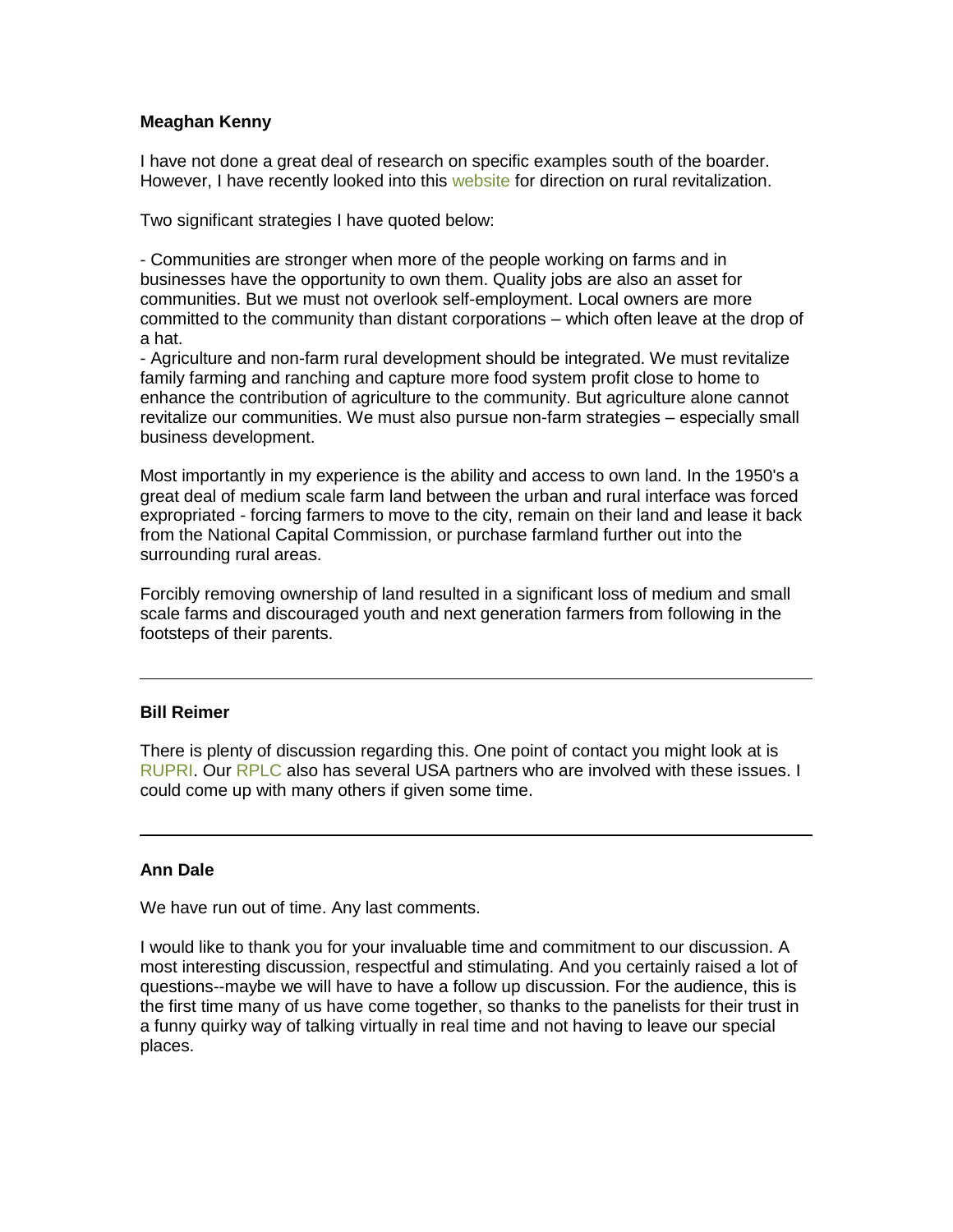**Meaghan Kenny**

I have not done a great deal of research on specific examples south of the boarder. However, I have recently looked into this website for direction on rural revitalization.

Two significant strategies I have quoted below:

- Communities are stronger when more of the people working on farms and in businesses have the opportunity to own them. Quality jobs are also an asset for communities. But we must not overlook self-employment. Local owners are more committed to the community than distant corporations – which often leave at the drop of a hat.
- Agriculture and non-farm rural development should be integrated. We must revitalize family farming and ranching and capture more food system profit close to home to enhance the contribution of agriculture to the community. But agriculture alone cannot revitalize our communities. We must also pursue non-farm strategies – especially small business development.

Most importantly in my experience is the ability and access to own land. In the 1950's a great deal of medium scale farm land between the urban and rural interface was forced expropriated - forcing farmers to move to the city, remain on their land and lease it back from the National Capital Commission, or purchase farmland further out into the surrounding rural areas.

Forcibly removing ownership of land resulted in a significant loss of medium and small scale farms and discouraged youth and next generation farmers from following in the footsteps of their parents.

---

**Bill Reimer**

There is plenty of discussion regarding this. One point of contact you might look at is RUPRI. Our RPLC also has several USA partners who are involved with these issues. I could come up with many others if given some time.

---

**Ann Dale**

We have run out of time. Any last comments.

I would like to thank you for your invaluable time and commitment to our discussion. A most interesting discussion, respectful and stimulating. And you certainly raised a lot of questions--maybe we will have to have a follow up discussion. For the audience, this is the first time many of us have come together, so thanks to the panelists for their trust in a funny quirky way of talking virtually in real time and not having to leave our special places.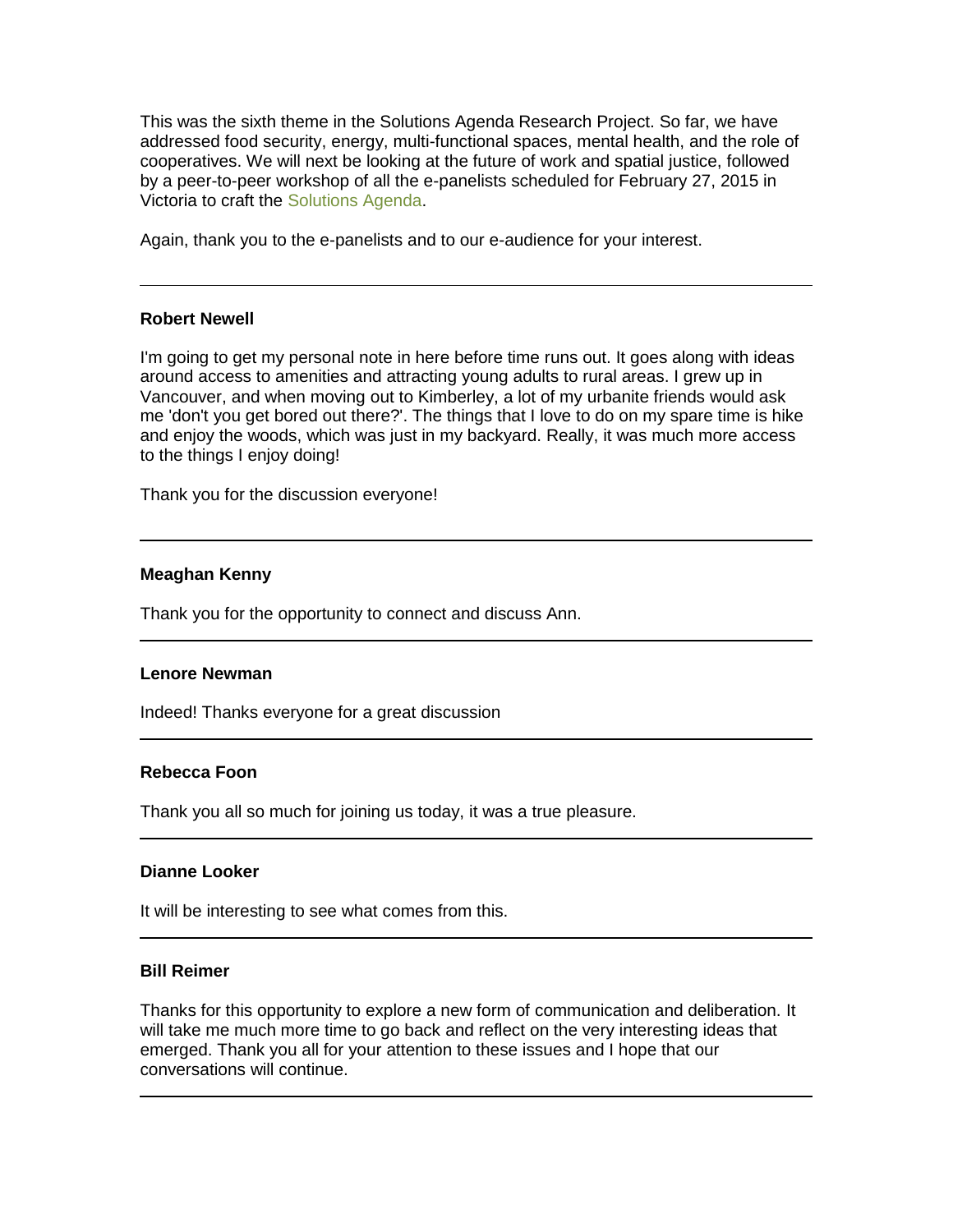This was the sixth theme in the Solutions Agenda Research Project. So far, we have addressed food security, energy, multi-functional spaces, mental health, and the role of cooperatives. We will next be looking at the future of work and spatial justice, followed by a peer-to-peer workshop of all the e-panelists scheduled for February 27, 2015 in Victoria to craft the Solutions Agenda.

Again, thank you to the e-panelists and to our e-audience for your interest.

---

**Robert Newell**

I'm going to get my personal note in here before time runs out. It goes along with ideas around access to amenities and attracting young adults to rural areas. I grew up in Vancouver, and when moving out to Kimberley, a lot of my urbanite friends would ask me 'don't you get bored out there?'. The things that I love to do on my spare time is hike and enjoy the woods, which was just in my backyard. Really, it was much more access to the things I enjoy doing!

Thank you for the discussion everyone!

---

**Meaghan Kenny**

Thank you for the opportunity to connect and discuss Ann.

---

**Lenore Newman**

Indeed! Thanks everyone for a great discussion

---

**Rebecca Foon**

Thank you all so much for joining us today, it was a true pleasure.

---

**Dianne Looker**

It will be interesting to see what comes from this.

---

**Bill Reimer**

Thanks for this opportunity to explore a new form of communication and deliberation. It will take me much more time to go back and reflect on the very interesting ideas that emerged. Thank you all for your attention to these issues and I hope that our conversations will continue.

---